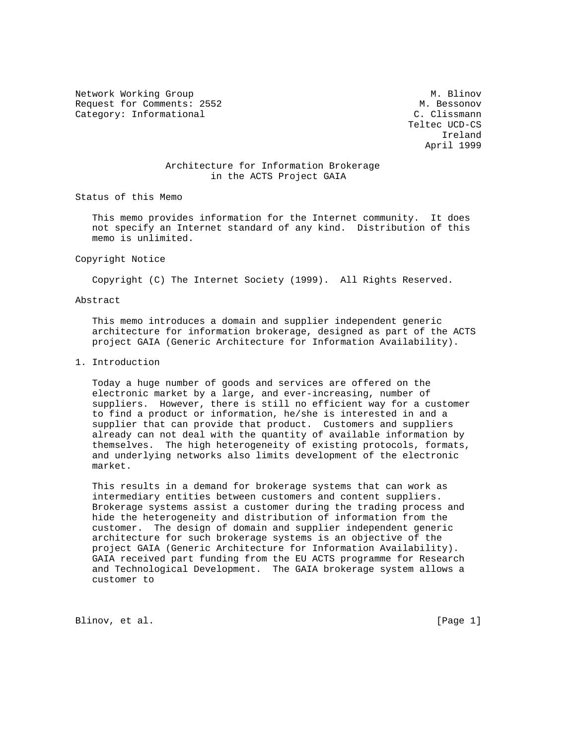Network Working Group M. Blinov
Request for Comments: 2552 M. Bessonov
Category: Informational C. Clissmann
Teltec UCD-CS
Ireland
April 1999

# Architecture for Information Brokerage in the ACTS Project GAIA

## Status of this Memo

This memo provides information for the Internet community. It does not specify an Internet standard of any kind. Distribution of this memo is unlimited.

## Copyright Notice

Copyright (C) The Internet Society (1999). All Rights Reserved.

## Abstract

This memo introduces a domain and supplier independent generic architecture for information brokerage, designed as part of the ACTS project GAIA (Generic Architecture for Information Availability).

## 1. Introduction

Today a huge number of goods and services are offered on the electronic market by a large, and ever-increasing, number of suppliers. However, there is still no efficient way for a customer to find a product or information, he/she is interested in and a supplier that can provide that product. Customers and suppliers already can not deal with the quantity of available information by themselves. The high heterogeneity of existing protocols, formats, and underlying networks also limits development of the electronic market.

This results in a demand for brokerage systems that can work as intermediary entities between customers and content suppliers. Brokerage systems assist a customer during the trading process and hide the heterogeneity and distribution of information from the customer. The design of domain and supplier independent generic architecture for such brokerage systems is an objective of the project GAIA (Generic Architecture for Information Availability). GAIA received part funding from the EU ACTS programme for Research and Technological Development. The GAIA brokerage system allows a customer to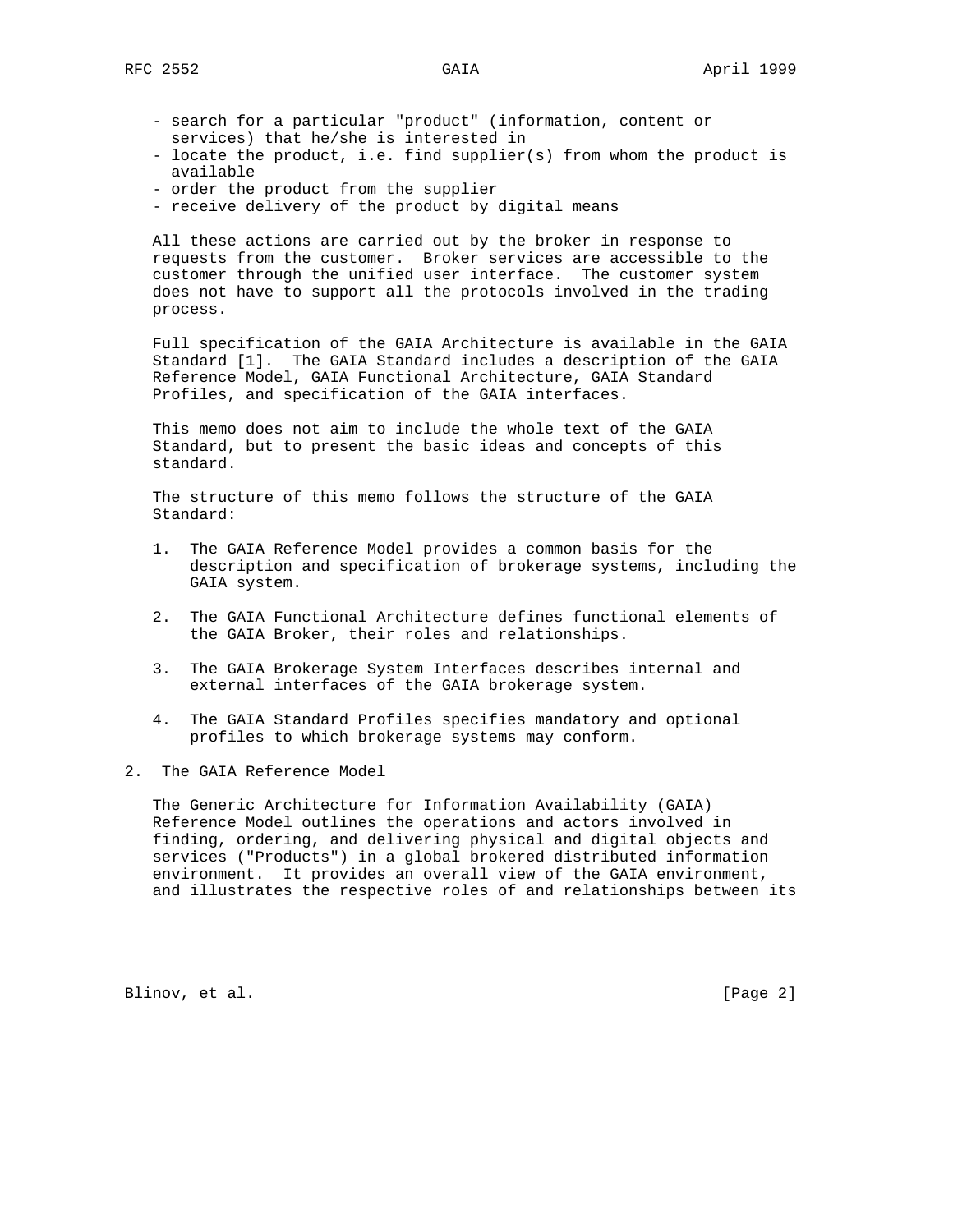- search for a particular "product" (information, content or services) that he/she is interested in
- locate the product, i.e. find supplier(s) from whom the product is available
- order the product from the supplier
- receive delivery of the product by digital means

All these actions are carried out by the broker in response to requests from the customer. Broker services are accessible to the customer through the unified user interface. The customer system does not have to support all the protocols involved in the trading process.

Full specification of the GAIA Architecture is available in the GAIA Standard [1]. The GAIA Standard includes a description of the GAIA Reference Model, GAIA Functional Architecture, GAIA Standard Profiles, and specification of the GAIA interfaces.

This memo does not aim to include the whole text of the GAIA Standard, but to present the basic ideas and concepts of this standard.

The structure of this memo follows the structure of the GAIA Standard:

1. The GAIA Reference Model provides a common basis for the description and specification of brokerage systems, including the GAIA system.

2. The GAIA Functional Architecture defines functional elements of the GAIA Broker, their roles and relationships.

3. The GAIA Brokerage System Interfaces describes internal and external interfaces of the GAIA brokerage system.

4. The GAIA Standard Profiles specifies mandatory and optional profiles to which brokerage systems may conform.

## 2. The GAIA Reference Model

The Generic Architecture for Information Availability (GAIA) Reference Model outlines the operations and actors involved in finding, ordering, and delivering physical and digital objects and services ("Products") in a global brokered distributed information environment. It provides an overall view of the GAIA environment, and illustrates the respective roles of and relationships between its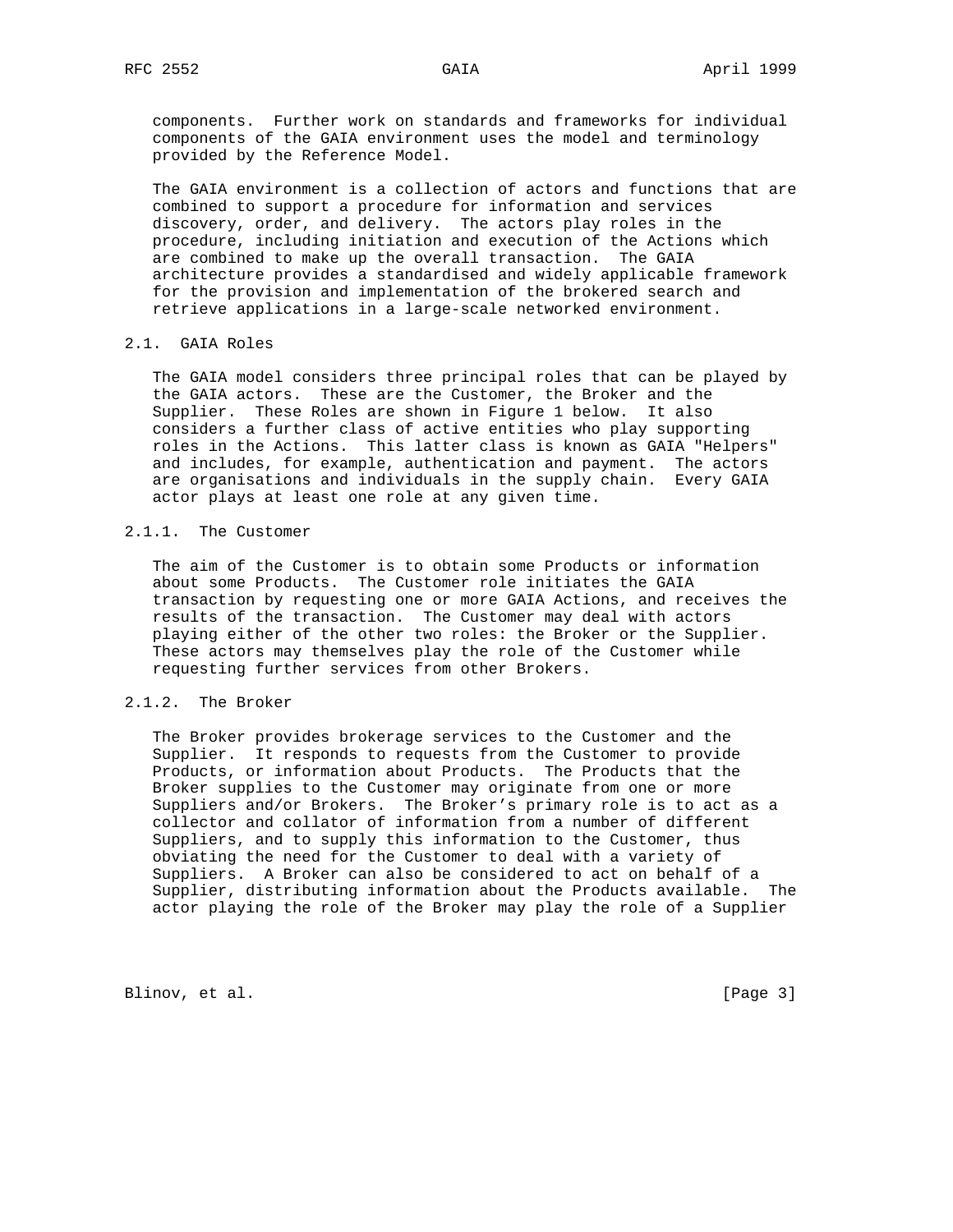components. Further work on standards and frameworks for individual components of the GAIA environment uses the model and terminology provided by the Reference Model.

The GAIA environment is a collection of actors and functions that are combined to support a procedure for information and services discovery, order, and delivery. The actors play roles in the procedure, including initiation and execution of the Actions which are combined to make up the overall transaction. The GAIA architecture provides a standardised and widely applicable framework for the provision and implementation of the brokered search and retrieve applications in a large-scale networked environment.

## 2.1. GAIA Roles

The GAIA model considers three principal roles that can be played by the GAIA actors. These are the Customer, the Broker and the Supplier. These Roles are shown in Figure 1 below. It also considers a further class of active entities who play supporting roles in the Actions. This latter class is known as GAIA "Helpers" and includes, for example, authentication and payment. The actors are organisations and individuals in the supply chain. Every GAIA actor plays at least one role at any given time.

### 2.1.1. The Customer

The aim of the Customer is to obtain some Products or information about some Products. The Customer role initiates the GAIA transaction by requesting one or more GAIA Actions, and receives the results of the transaction. The Customer may deal with actors playing either of the other two roles: the Broker or the Supplier. These actors may themselves play the role of the Customer while requesting further services from other Brokers.

### 2.1.2. The Broker

The Broker provides brokerage services to the Customer and the Supplier. It responds to requests from the Customer to provide Products, or information about Products. The Products that the Broker supplies to the Customer may originate from one or more Suppliers and/or Brokers. The Broker's primary role is to act as a collector and collator of information from a number of different Suppliers, and to supply this information to the Customer, thus obviating the need for the Customer to deal with a variety of Suppliers. A Broker can also be considered to act on behalf of a Supplier, distributing information about the Products available. The actor playing the role of the Broker may play the role of a Supplier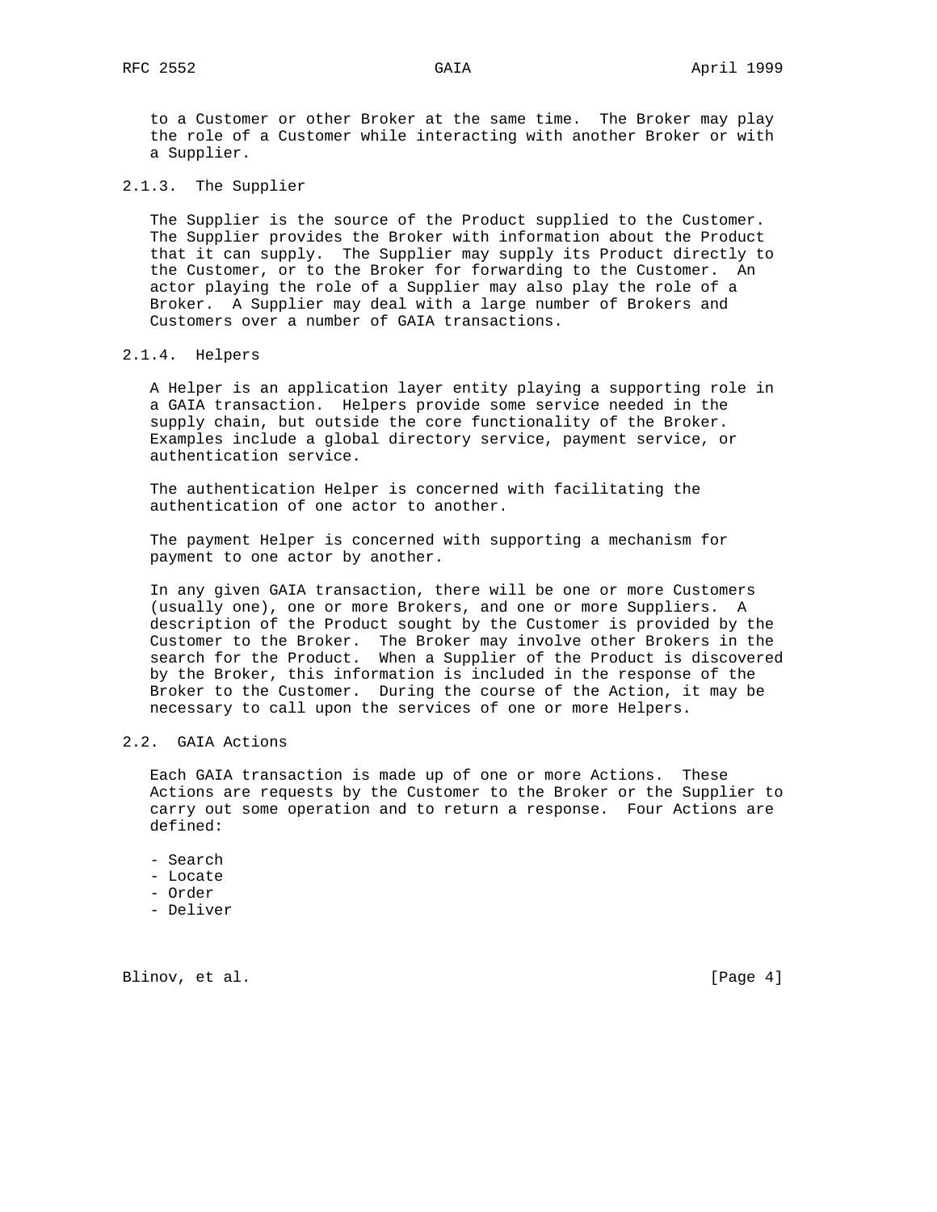to a Customer or other Broker at the same time. The Broker may play the role of a Customer while interacting with another Broker or with a Supplier.

### 2.1.3. The Supplier

The Supplier is the source of the Product supplied to the Customer. The Supplier provides the Broker with information about the Product that it can supply. The Supplier may supply its Product directly to the Customer, or to the Broker for forwarding to the Customer. An actor playing the role of a Supplier may also play the role of a Broker. A Supplier may deal with a large number of Brokers and Customers over a number of GAIA transactions.

### 2.1.4. Helpers

A Helper is an application layer entity playing a supporting role in a GAIA transaction. Helpers provide some service needed in the supply chain, but outside the core functionality of the Broker. Examples include a global directory service, payment service, or authentication service.

The authentication Helper is concerned with facilitating the authentication of one actor to another.

The payment Helper is concerned with supporting a mechanism for payment to one actor by another.

In any given GAIA transaction, there will be one or more Customers (usually one), one or more Brokers, and one or more Suppliers. A description of the Product sought by the Customer is provided by the Customer to the Broker. The Broker may involve other Brokers in the search for the Product. When a Supplier of the Product is discovered by the Broker, this information is included in the response of the Broker to the Customer. During the course of the Action, it may be necessary to call upon the services of one or more Helpers.

## 2.2. GAIA Actions

Each GAIA transaction is made up of one or more Actions. These Actions are requests by the Customer to the Broker or the Supplier to carry out some operation and to return a response. Four Actions are defined:

- Search
- Locate
- Order
- Deliver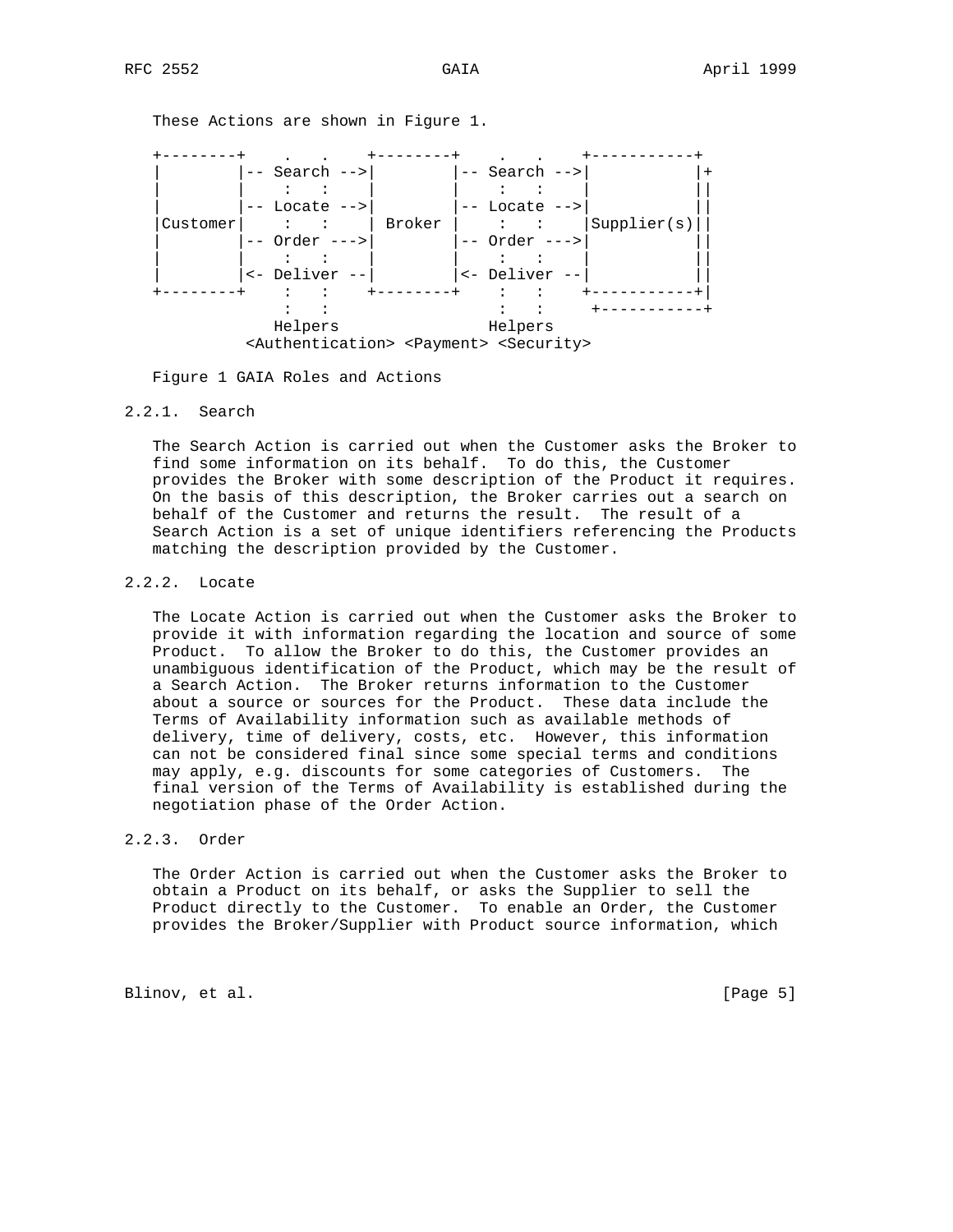These Actions are shown in Figure 1.

```
+--------+    .   .    +--------+    .   .    +-----------+
|        |-- Search -->|        |-- Search -->|           |+
|        |    :   :    |        |    :   :    |           ||
|        |-- Locate -->|        |-- Locate -->|           ||
|Customer|    :   :    | Broker |    :   :    |Supplier(s)||
|        |-- Order --->|        |-- Order --->|           ||
|        |    :   :    |        |    :   :    |           ||
|        |<- Deliver --|        |<- Deliver --|           ||
+--------+    :   :    +--------+    :   :    +-----------+|
              :   :                  :   :     +-----------+
             Helpers                Helpers
         <Authentication> <Payment> <Security>
```

Figure 1 GAIA Roles and Actions

### 2.2.1. Search

The Search Action is carried out when the Customer asks the Broker to find some information on its behalf. To do this, the Customer provides the Broker with some description of the Product it requires. On the basis of this description, the Broker carries out a search on behalf of the Customer and returns the result. The result of a Search Action is a set of unique identifiers referencing the Products matching the description provided by the Customer.

### 2.2.2. Locate

The Locate Action is carried out when the Customer asks the Broker to provide it with information regarding the location and source of some Product. To allow the Broker to do this, the Customer provides an unambiguous identification of the Product, which may be the result of a Search Action. The Broker returns information to the Customer about a source or sources for the Product. These data include the Terms of Availability information such as available methods of delivery, time of delivery, costs, etc. However, this information can not be considered final since some special terms and conditions may apply, e.g. discounts for some categories of Customers. The final version of the Terms of Availability is established during the negotiation phase of the Order Action.

### 2.2.3. Order

The Order Action is carried out when the Customer asks the Broker to obtain a Product on its behalf, or asks the Supplier to sell the Product directly to the Customer. To enable an Order, the Customer provides the Broker/Supplier with Product source information, which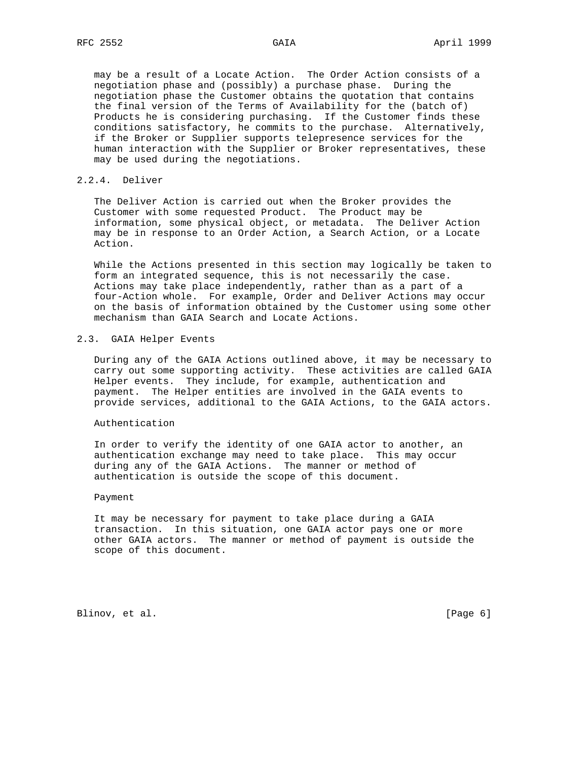may be a result of a Locate Action. The Order Action consists of a negotiation phase and (possibly) a purchase phase. During the negotiation phase the Customer obtains the quotation that contains the final version of the Terms of Availability for the (batch of) Products he is considering purchasing. If the Customer finds these conditions satisfactory, he commits to the purchase. Alternatively, if the Broker or Supplier supports telepresence services for the human interaction with the Supplier or Broker representatives, these may be used during the negotiations.

### 2.2.4. Deliver

The Deliver Action is carried out when the Broker provides the Customer with some requested Product. The Product may be information, some physical object, or metadata. The Deliver Action may be in response to an Order Action, a Search Action, or a Locate Action.

While the Actions presented in this section may logically be taken to form an integrated sequence, this is not necessarily the case. Actions may take place independently, rather than as a part of a four-Action whole. For example, Order and Deliver Actions may occur on the basis of information obtained by the Customer using some other mechanism than GAIA Search and Locate Actions.

## 2.3. GAIA Helper Events

During any of the GAIA Actions outlined above, it may be necessary to carry out some supporting activity. These activities are called GAIA Helper events. They include, for example, authentication and payment. The Helper entities are involved in the GAIA events to provide services, additional to the GAIA Actions, to the GAIA actors.

Authentication

In order to verify the identity of one GAIA actor to another, an authentication exchange may need to take place. This may occur during any of the GAIA Actions. The manner or method of authentication is outside the scope of this document.

Payment

It may be necessary for payment to take place during a GAIA transaction. In this situation, one GAIA actor pays one or more other GAIA actors. The manner or method of payment is outside the scope of this document.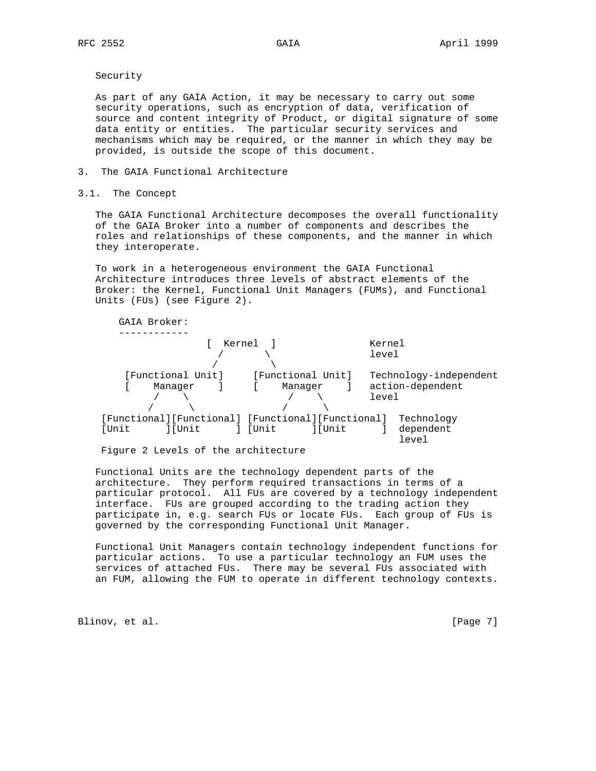Security

As part of any GAIA Action, it may be necessary to carry out some security operations, such as encryption of data, verification of source and content integrity of Product, or digital signature of some data entity or entities. The particular security services and mechanisms which may be required, or the manner in which they may be provided, is outside the scope of this document.

## 3. The GAIA Functional Architecture

### 3.1. The Concept

The GAIA Functional Architecture decomposes the overall functionality of the GAIA Broker into a number of components and describes the roles and relationships of these components, and the manner in which they interoperate.

To work in a heterogeneous environment the GAIA Functional Architecture introduces three levels of abstract elements of the Broker: the Kernel, Functional Unit Managers (FUMs), and Functional Units (FUs) (see Figure 2).

```
    GAIA Broker:
    ------------
                 [  Kernel  ]               Kernel
                   /       \                level
                  /         \
     [Functional Unit]     [Functional Unit]   Technology-independent
     [    Manager    ]     [    Manager    ]   action-dependent
         /    \                 /    \         level
        /      \               /      \
 [Functional][Functional] [Functional][Functional]  Technology
 [Unit      ][Unit      ] [Unit      ][Unit      ]  dependent
                                                    level
```

Figure 2 Levels of the architecture

Functional Units are the technology dependent parts of the architecture. They perform required transactions in terms of a particular protocol. All FUs are covered by a technology independent interface. FUs are grouped according to the trading action they participate in, e.g. search FUs or locate FUs. Each group of FUs is governed by the corresponding Functional Unit Manager.

Functional Unit Managers contain technology independent functions for particular actions. To use a particular technology an FUM uses the services of attached FUs. There may be several FUs associated with an FUM, allowing the FUM to operate in different technology contexts.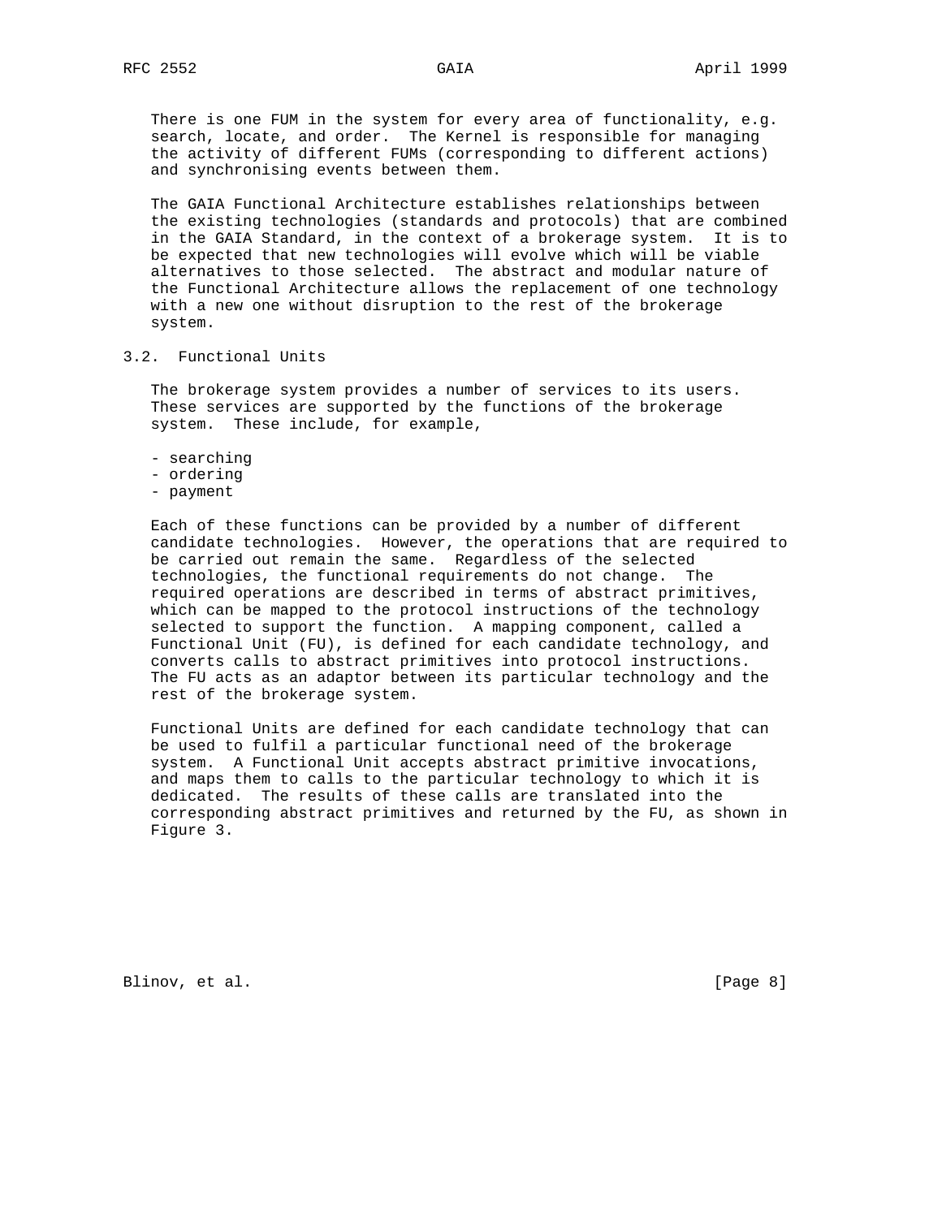There is one FUM in the system for every area of functionality, e.g. search, locate, and order. The Kernel is responsible for managing the activity of different FUMs (corresponding to different actions) and synchronising events between them.

The GAIA Functional Architecture establishes relationships between the existing technologies (standards and protocols) that are combined in the GAIA Standard, in the context of a brokerage system. It is to be expected that new technologies will evolve which will be viable alternatives to those selected. The abstract and modular nature of the Functional Architecture allows the replacement of one technology with a new one without disruption to the rest of the brokerage system.

## 3.2. Functional Units

The brokerage system provides a number of services to its users. These services are supported by the functions of the brokerage system. These include, for example,

- searching
- ordering
- payment

Each of these functions can be provided by a number of different candidate technologies. However, the operations that are required to be carried out remain the same. Regardless of the selected technologies, the functional requirements do not change. The required operations are described in terms of abstract primitives, which can be mapped to the protocol instructions of the technology selected to support the function. A mapping component, called a Functional Unit (FU), is defined for each candidate technology, and converts calls to abstract primitives into protocol instructions. The FU acts as an adaptor between its particular technology and the rest of the brokerage system.

Functional Units are defined for each candidate technology that can be used to fulfil a particular functional need of the brokerage system. A Functional Unit accepts abstract primitive invocations, and maps them to calls to the particular technology to which it is dedicated. The results of these calls are translated into the corresponding abstract primitives and returned by the FU, as shown in Figure 3.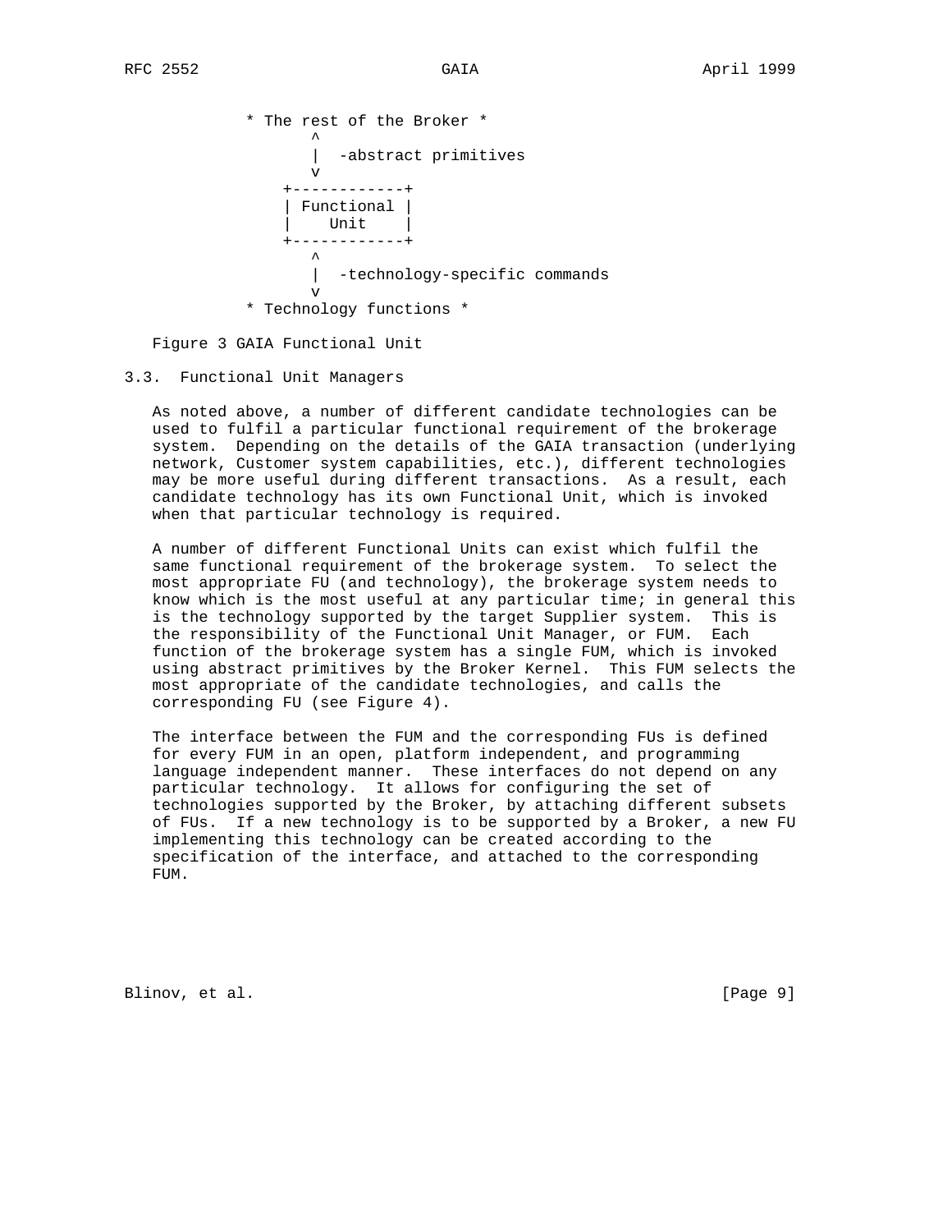```
            * The rest of the Broker *
                   ^
                   |  -abstract primitives
                   v
                +------------+
                | Functional |
                |    Unit    |
                +------------+
                   ^
                   |  -technology-specific commands
                   v
            * Technology functions *
```

Figure 3 GAIA Functional Unit

### 3.3. Functional Unit Managers

As noted above, a number of different candidate technologies can be used to fulfil a particular functional requirement of the brokerage system. Depending on the details of the GAIA transaction (underlying network, Customer system capabilities, etc.), different technologies may be more useful during different transactions. As a result, each candidate technology has its own Functional Unit, which is invoked when that particular technology is required.

A number of different Functional Units can exist which fulfil the same functional requirement of the brokerage system. To select the most appropriate FU (and technology), the brokerage system needs to know which is the most useful at any particular time; in general this is the technology supported by the target Supplier system. This is the responsibility of the Functional Unit Manager, or FUM. Each function of the brokerage system has a single FUM, which is invoked using abstract primitives by the Broker Kernel. This FUM selects the most appropriate of the candidate technologies, and calls the corresponding FU (see Figure 4).

The interface between the FUM and the corresponding FUs is defined for every FUM in an open, platform independent, and programming language independent manner. These interfaces do not depend on any particular technology. It allows for configuring the set of technologies supported by the Broker, by attaching different subsets of FUs. If a new technology is to be supported by a Broker, a new FU implementing this technology can be created according to the specification of the interface, and attached to the corresponding FUM.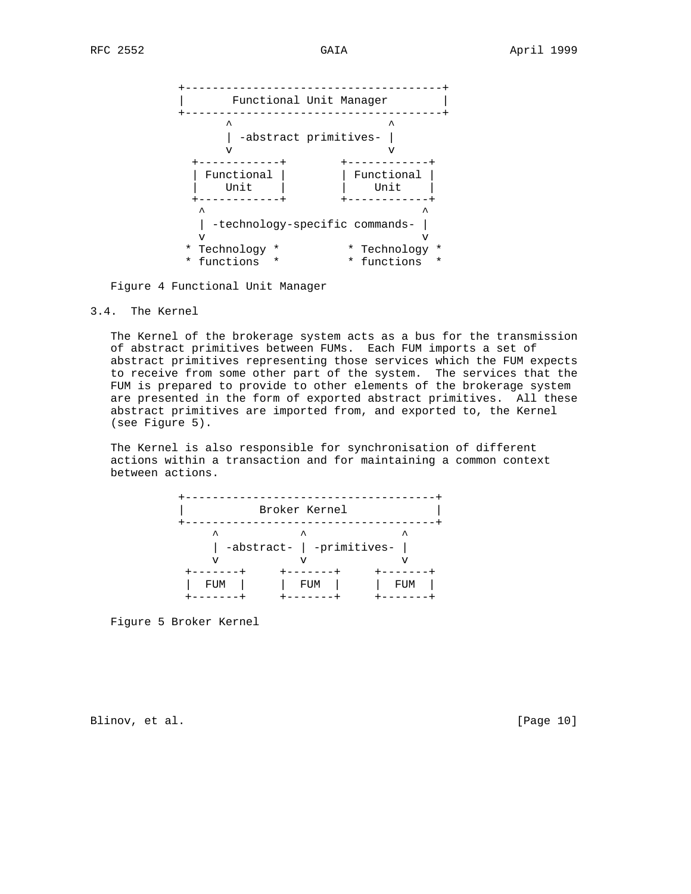```
         +--------------------------------------+
         |       Functional Unit Manager        |
         +--------------------------------------+
               ^                       ^
               | -abstract primitives- |
               v                       v
           +------------+        +------------+
           | Functional |        | Functional |
           |    Unit    |        |    Unit    |
           +------------+        +------------+
            ^                                ^
            | -technology-specific commands- |
            v                                v
          * Technology *          * Technology *
          * functions  *          * functions  *
```

Figure 4 Functional Unit Manager

## 3.4. The Kernel

The Kernel of the brokerage system acts as a bus for the transmission of abstract primitives between FUMs. Each FUM imports a set of abstract primitives representing those services which the FUM expects to receive from some other part of the system. The services that the FUM is prepared to provide to other elements of the brokerage system are presented in the form of exported abstract primitives. All these abstract primitives are imported from, and exported to, the Kernel (see Figure 5).

The Kernel is also responsible for synchronisation of different actions within a transaction and for maintaining a common context between actions.

```
         +------------------------------------+
         |            Broker Kernel           |
         +------------------------------------+
              ^            ^              ^
              | -abstract- | -primitives- |
              v            v              v
          +-------+     +-------+     +-------+
          |  FUM  |     |  FUM  |     |  FUM  |
          +-------+     +-------+     +-------+
```

Figure 5 Broker Kernel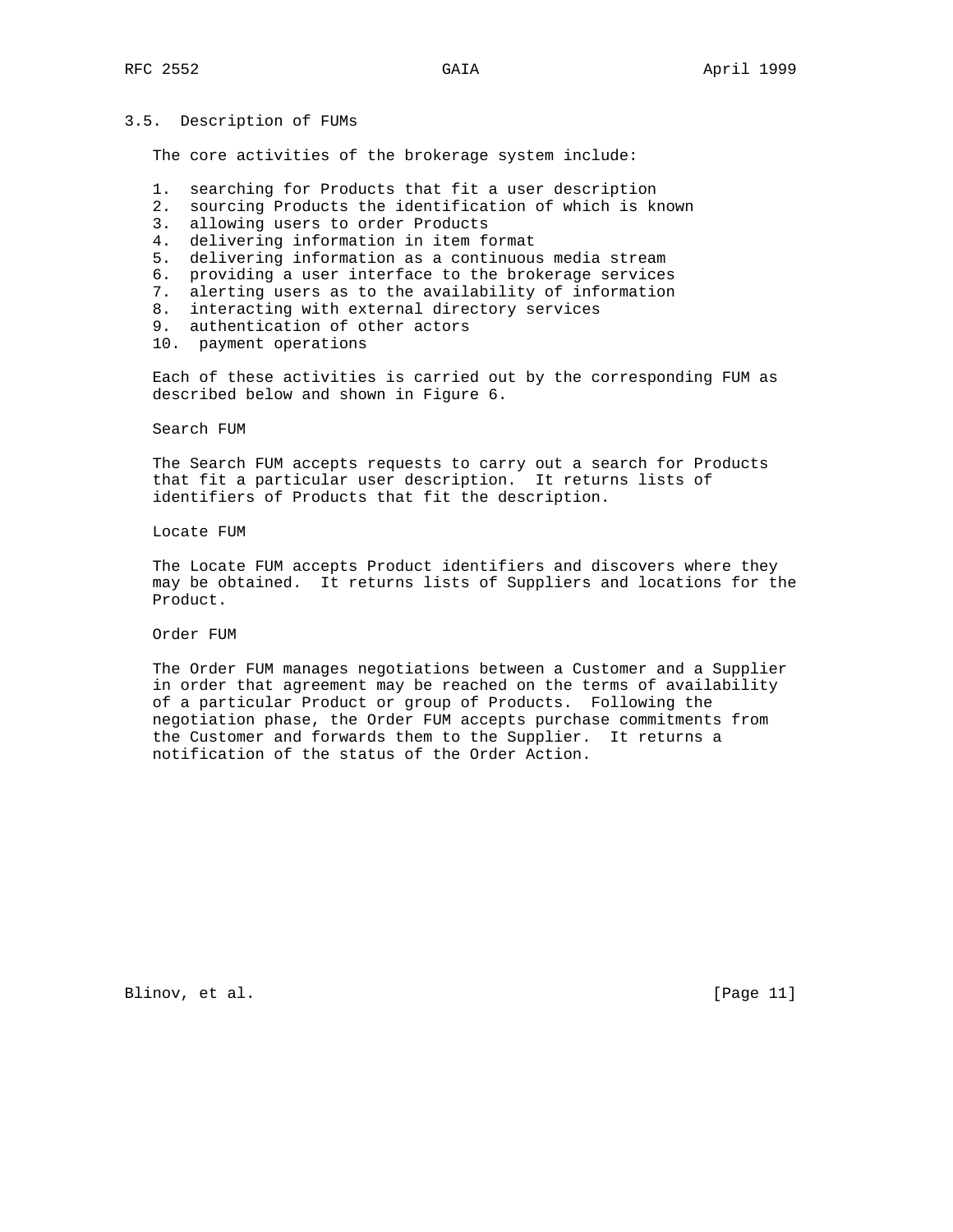## 3.5. Description of FUMs

The core activities of the brokerage system include:

1. searching for Products that fit a user description
2. sourcing Products the identification of which is known
3. allowing users to order Products
4. delivering information in item format
5. delivering information as a continuous media stream
6. providing a user interface to the brokerage services
7. alerting users as to the availability of information
8. interacting with external directory services
9. authentication of other actors
10. payment operations

Each of these activities is carried out by the corresponding FUM as described below and shown in Figure 6.

Search FUM

The Search FUM accepts requests to carry out a search for Products that fit a particular user description. It returns lists of identifiers of Products that fit the description.

Locate FUM

The Locate FUM accepts Product identifiers and discovers where they may be obtained. It returns lists of Suppliers and locations for the Product.

Order FUM

The Order FUM manages negotiations between a Customer and a Supplier in order that agreement may be reached on the terms of availability of a particular Product or group of Products. Following the negotiation phase, the Order FUM accepts purchase commitments from the Customer and forwards them to the Supplier. It returns a notification of the status of the Order Action.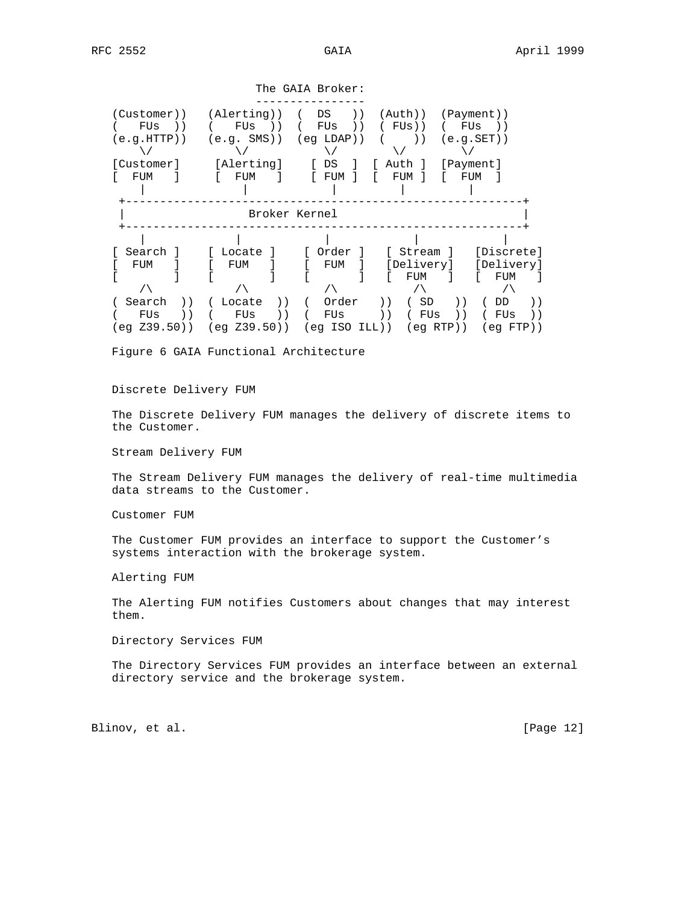```
                     The GAIA Broker:
                     ----------------
(Customer))   (Alerting))  (  DS   ))  (Auth))  (Payment))
(   FUs  ))   (   FUs  ))  (  FUs  ))  ( FUs))  (  FUs  ))
(e.g.HTTP))   (e.g. SMS))  (eg LDAP))  (    ))  (e.g.SET))
    \/            \/           \/         \/        \/
[Customer]     [Alerting]    [ DS  ]  [ Auth ]  [Payment]
[  FUM   ]     [  FUM   ]    [ FUM ]  [  FUM ]  [  FUM  ]
    |              |            |         |         |
 +---------------------------------------------------------+
 |                  Broker Kernel                          |
 +---------------------------------------------------------+
    |              |            |            |            |
[ Search ]    [ Locate ]    [ Order ]   [ Stream ]   [Discrete]
[  FUM   ]    [  FUM   ]    [  FUM  ]   [Delivery]   [Delivery]
[        ]    [        ]    [       ]   [  FUM   ]   [  FUM   ]
    /\            /\            /\           /\           /\
( Search  ))  ( Locate  ))  (  Order   ))  ( SD   ))  ( DD   ))
(   FUs   ))  (   FUs   ))  (  FUs     ))  ( FUs  ))  ( FUs  ))
(eg Z39.50))  (eg Z39.50))  (eg ISO ILL))  (eg RTP))  (eg FTP))
```

Figure 6 GAIA Functional Architecture

Discrete Delivery FUM

The Discrete Delivery FUM manages the delivery of discrete items to the Customer.

Stream Delivery FUM

The Stream Delivery FUM manages the delivery of real-time multimedia data streams to the Customer.

Customer FUM

The Customer FUM provides an interface to support the Customer's systems interaction with the brokerage system.

Alerting FUM

The Alerting FUM notifies Customers about changes that may interest them.

Directory Services FUM

The Directory Services FUM provides an interface between an external directory service and the brokerage system.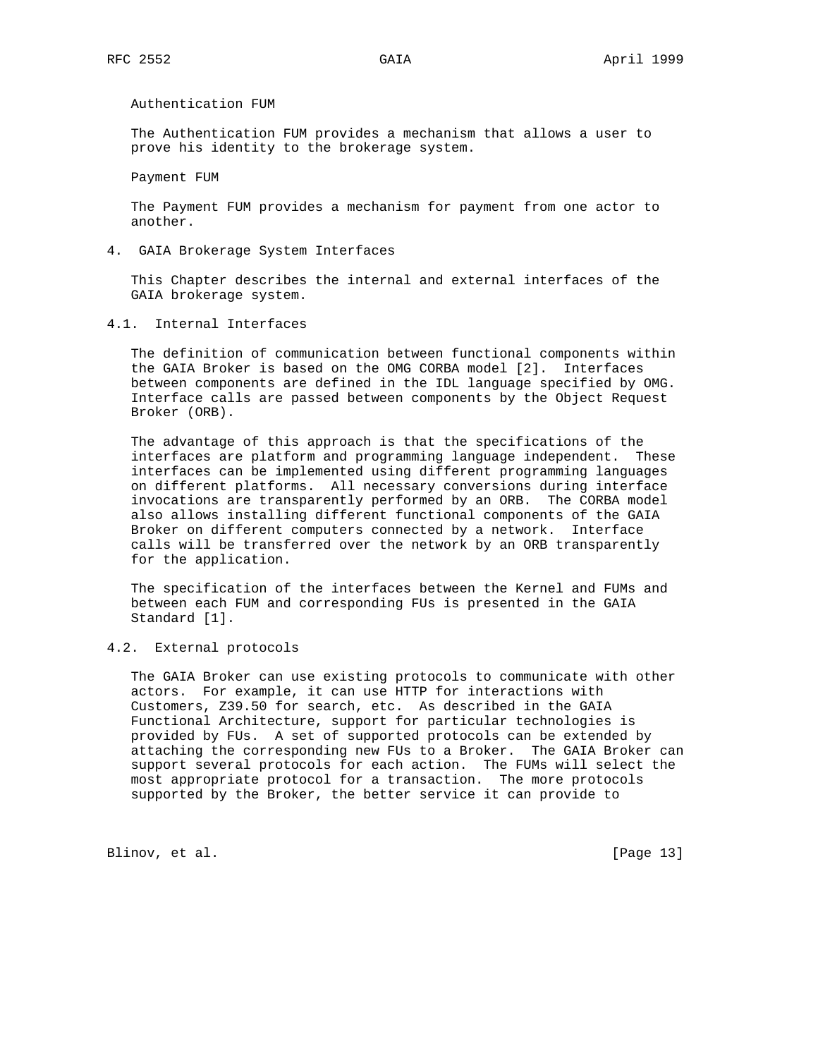Authentication FUM

The Authentication FUM provides a mechanism that allows a user to prove his identity to the brokerage system.

Payment FUM

The Payment FUM provides a mechanism for payment from one actor to another.

## 4. GAIA Brokerage System Interfaces

This Chapter describes the internal and external interfaces of the GAIA brokerage system.

### 4.1. Internal Interfaces

The definition of communication between functional components within the GAIA Broker is based on the OMG CORBA model [2]. Interfaces between components are defined in the IDL language specified by OMG. Interface calls are passed between components by the Object Request Broker (ORB).

The advantage of this approach is that the specifications of the interfaces are platform and programming language independent. These interfaces can be implemented using different programming languages on different platforms. All necessary conversions during interface invocations are transparently performed by an ORB. The CORBA model also allows installing different functional components of the GAIA Broker on different computers connected by a network. Interface calls will be transferred over the network by an ORB transparently for the application.

The specification of the interfaces between the Kernel and FUMs and between each FUM and corresponding FUs is presented in the GAIA Standard [1].

### 4.2. External protocols

The GAIA Broker can use existing protocols to communicate with other actors. For example, it can use HTTP for interactions with Customers, Z39.50 for search, etc. As described in the GAIA Functional Architecture, support for particular technologies is provided by FUs. A set of supported protocols can be extended by attaching the corresponding new FUs to a Broker. The GAIA Broker can support several protocols for each action. The FUMs will select the most appropriate protocol for a transaction. The more protocols supported by the Broker, the better service it can provide to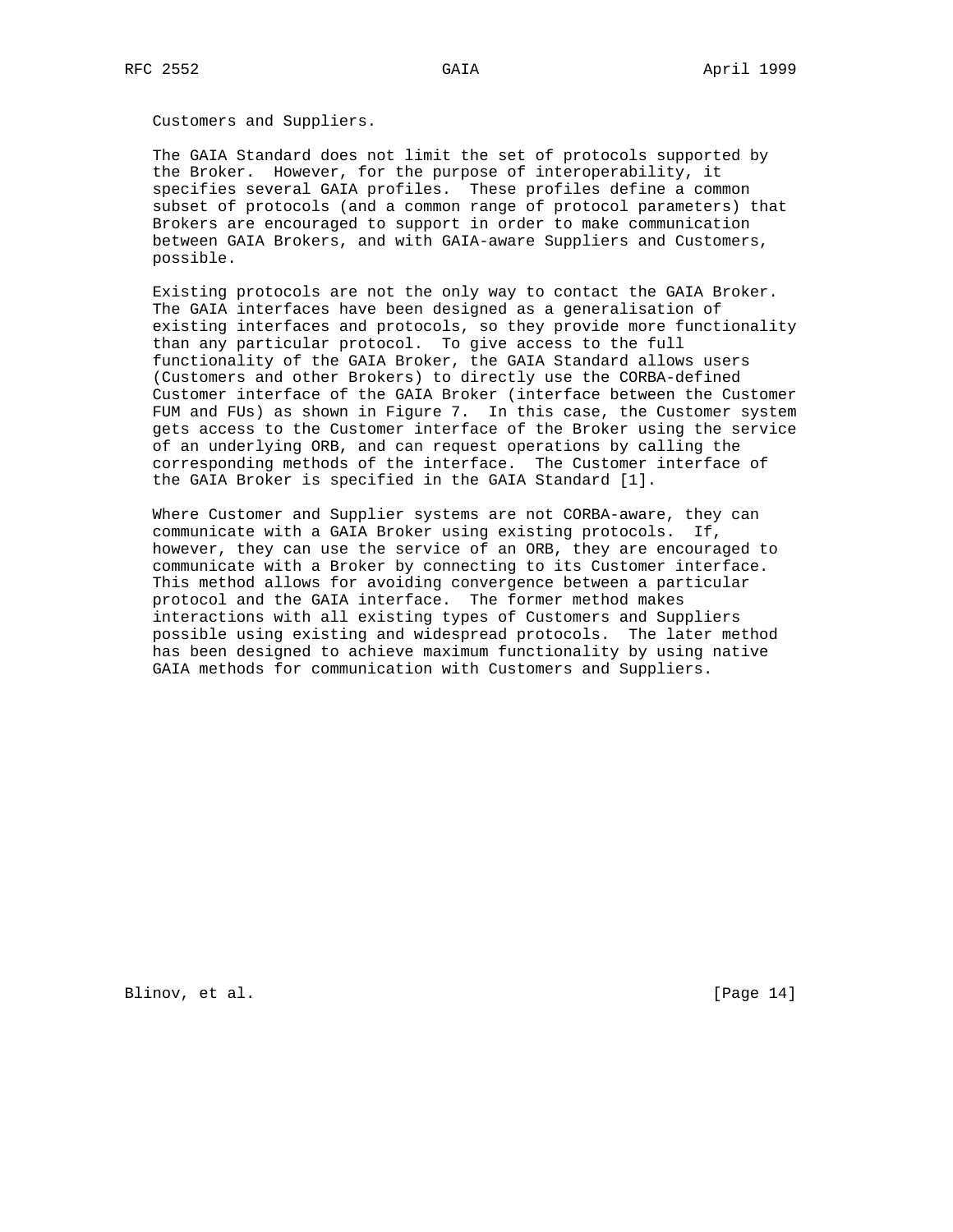Customers and Suppliers.

The GAIA Standard does not limit the set of protocols supported by the Broker. However, for the purpose of interoperability, it specifies several GAIA profiles. These profiles define a common subset of protocols (and a common range of protocol parameters) that Brokers are encouraged to support in order to make communication between GAIA Brokers, and with GAIA-aware Suppliers and Customers, possible.

Existing protocols are not the only way to contact the GAIA Broker. The GAIA interfaces have been designed as a generalisation of existing interfaces and protocols, so they provide more functionality than any particular protocol. To give access to the full functionality of the GAIA Broker, the GAIA Standard allows users (Customers and other Brokers) to directly use the CORBA-defined Customer interface of the GAIA Broker (interface between the Customer FUM and FUs) as shown in Figure 7. In this case, the Customer system gets access to the Customer interface of the Broker using the service of an underlying ORB, and can request operations by calling the corresponding methods of the interface. The Customer interface of the GAIA Broker is specified in the GAIA Standard [1].

Where Customer and Supplier systems are not CORBA-aware, they can communicate with a GAIA Broker using existing protocols. If, however, they can use the service of an ORB, they are encouraged to communicate with a Broker by connecting to its Customer interface. This method allows for avoiding convergence between a particular protocol and the GAIA interface. The former method makes interactions with all existing types of Customers and Suppliers possible using existing and widespread protocols. The later method has been designed to achieve maximum functionality by using native GAIA methods for communication with Customers and Suppliers.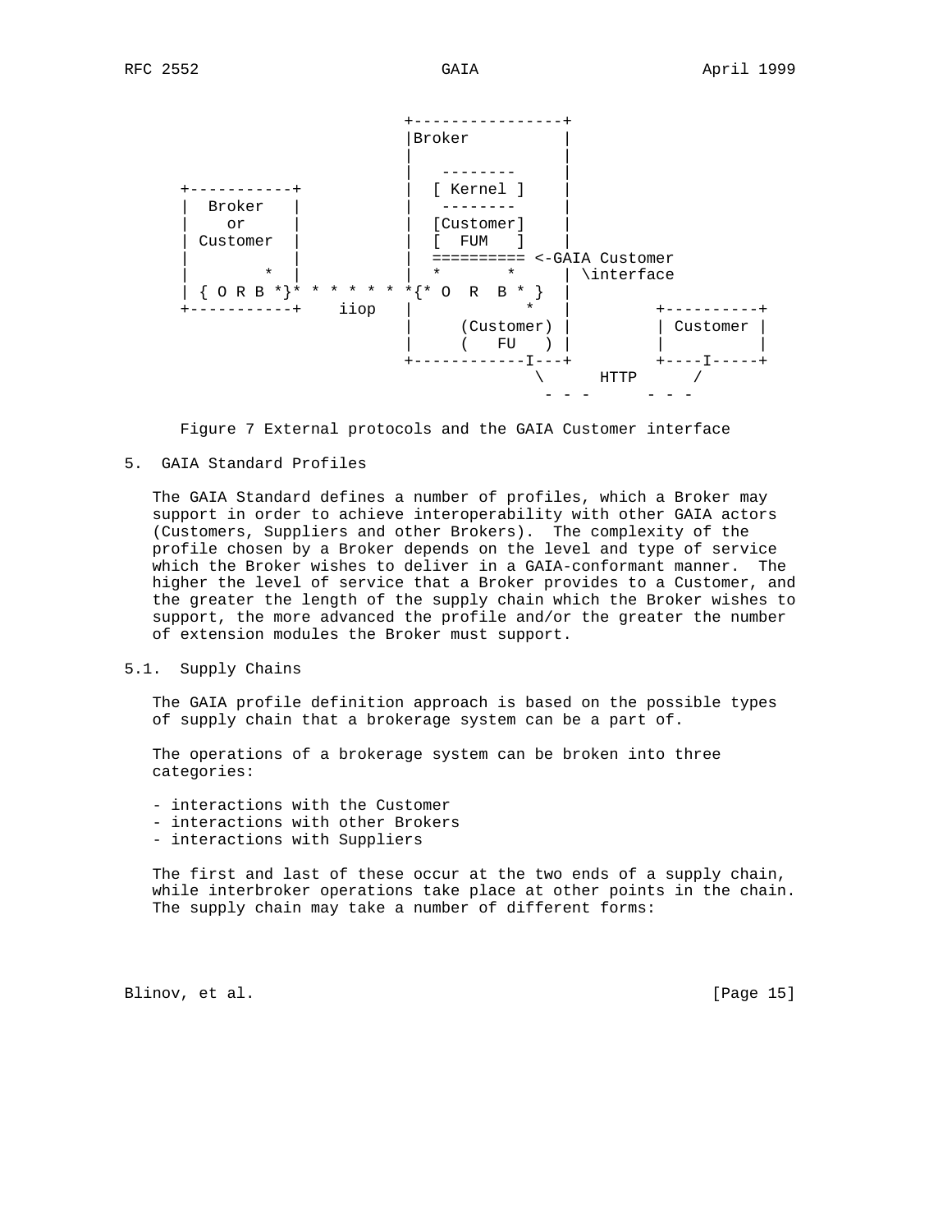```
                         +----------------+
                         |Broker          |
                         |                |
                         |   --------     |
   +-----------+         |  [ Kernel ]    |
   |  Broker   |         |   --------     |
   |    or     |         |  [Customer]    |
   | Customer  |         |  [  FUM   ]    |
   |           |         |  ========== <-GAIA Customer
   |        *  |         |  *       *     | \interface
   | { O R B *}* * * * * *{* O  R  B * }  |
   +-----------+    iiop |           *    |         +----------+
                         |     (Customer) |         | Customer |
                         |     (   FU   ) |         |          |
                         +------------I---+         +----I-----+
                                       \      HTTP      /
                                        - - -      - - -
```

Figure 7 External protocols and the GAIA Customer interface

## 5. GAIA Standard Profiles

The GAIA Standard defines a number of profiles, which a Broker may support in order to achieve interoperability with other GAIA actors (Customers, Suppliers and other Brokers). The complexity of the profile chosen by a Broker depends on the level and type of service which the Broker wishes to deliver in a GAIA-conformant manner. The higher the level of service that a Broker provides to a Customer, and the greater the length of the supply chain which the Broker wishes to support, the more advanced the profile and/or the greater the number of extension modules the Broker must support.

### 5.1. Supply Chains

The GAIA profile definition approach is based on the possible types of supply chain that a brokerage system can be a part of.

The operations of a brokerage system can be broken into three categories:

- interactions with the Customer
- interactions with other Brokers
- interactions with Suppliers

The first and last of these occur at the two ends of a supply chain, while interbroker operations take place at other points in the chain. The supply chain may take a number of different forms: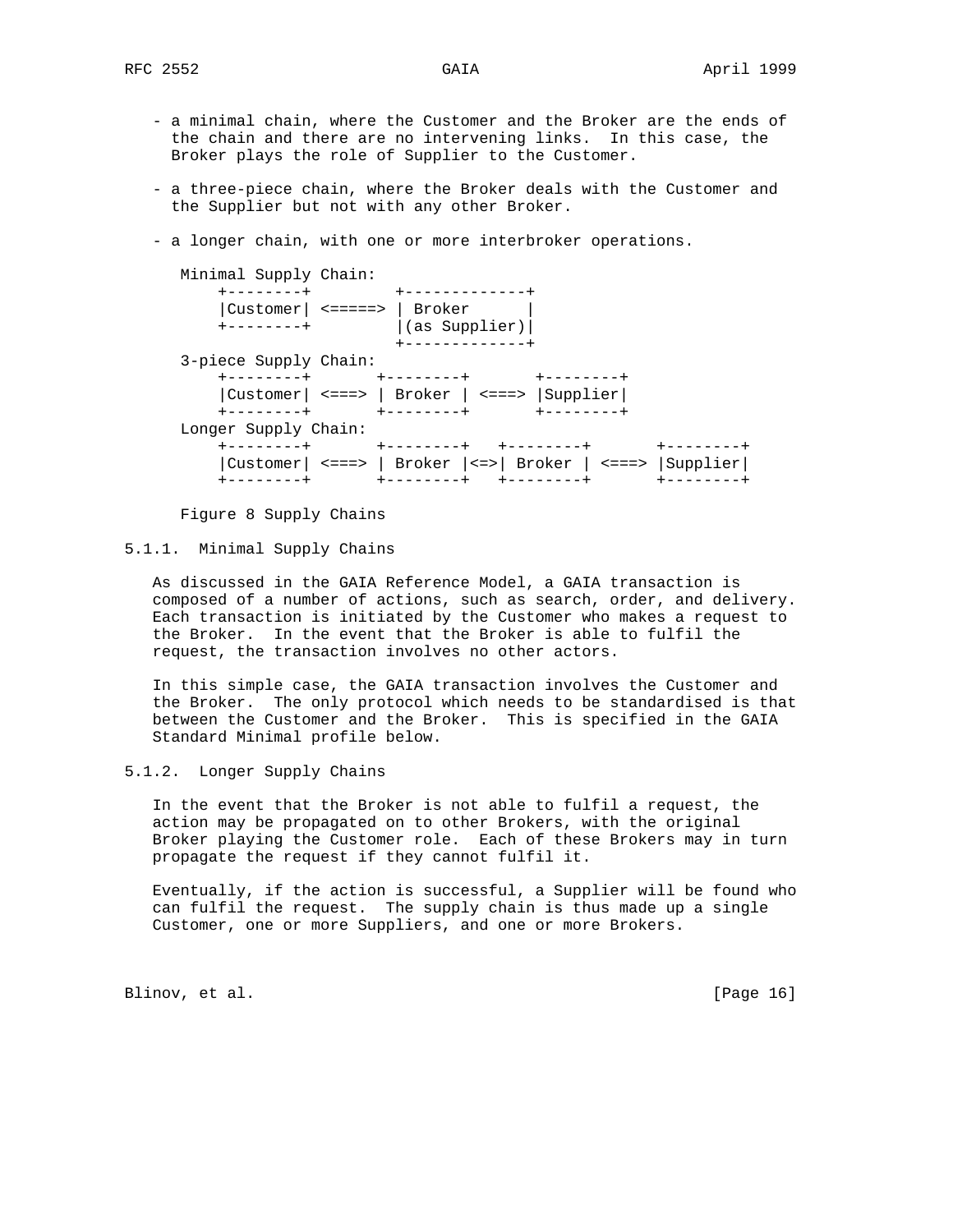- a minimal chain, where the Customer and the Broker are the ends of the chain and there are no intervening links. In this case, the Broker plays the role of Supplier to the Customer.

- a three-piece chain, where the Broker deals with the Customer and the Supplier but not with any other Broker.

- a longer chain, with one or more interbroker operations.

```
 Minimal Supply Chain:
     +--------+         +-------------+
     |Customer| <=====> | Broker      |
     +--------+         |(as Supplier)|
                        +-------------+
 3-piece Supply Chain:
     +--------+       +--------+       +--------+
     |Customer| <===> | Broker | <===> |Supplier|
     +--------+       +--------+       +--------+
 Longer Supply Chain:
     +--------+       +--------+   +--------+       +--------+
     |Customer| <===> | Broker |<=>| Broker | <===> |Supplier|
     +--------+       +--------+   +--------+       +--------+
```

Figure 8 Supply Chains

### 5.1.1. Minimal Supply Chains

As discussed in the GAIA Reference Model, a GAIA transaction is composed of a number of actions, such as search, order, and delivery. Each transaction is initiated by the Customer who makes a request to the Broker. In the event that the Broker is able to fulfil the request, the transaction involves no other actors.

In this simple case, the GAIA transaction involves the Customer and the Broker. The only protocol which needs to be standardised is that between the Customer and the Broker. This is specified in the GAIA Standard Minimal profile below.

### 5.1.2. Longer Supply Chains

In the event that the Broker is not able to fulfil a request, the action may be propagated on to other Brokers, with the original Broker playing the Customer role. Each of these Brokers may in turn propagate the request if they cannot fulfil it.

Eventually, if the action is successful, a Supplier will be found who can fulfil the request. The supply chain is thus made up a single Customer, one or more Suppliers, and one or more Brokers.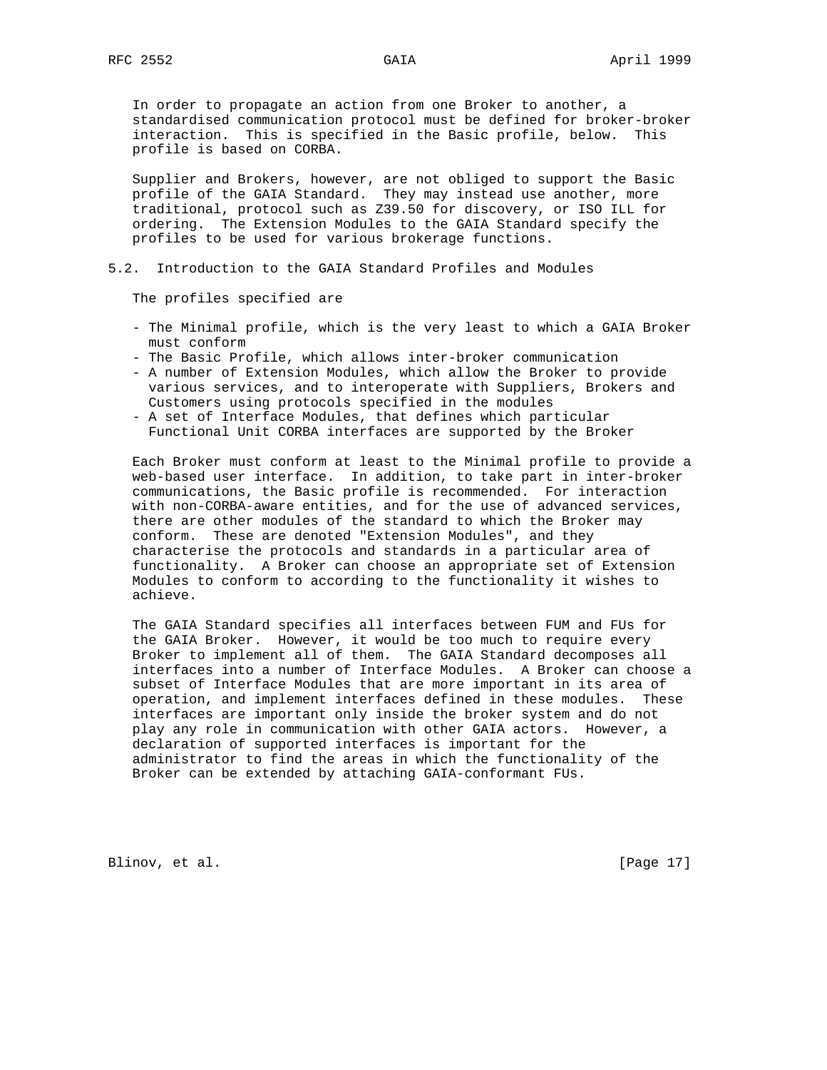In order to propagate an action from one Broker to another, a standardised communication protocol must be defined for broker-broker interaction. This is specified in the Basic profile, below. This profile is based on CORBA.

Supplier and Brokers, however, are not obliged to support the Basic profile of the GAIA Standard. They may instead use another, more traditional, protocol such as Z39.50 for discovery, or ISO ILL for ordering. The Extension Modules to the GAIA Standard specify the profiles to be used for various brokerage functions.

## 5.2. Introduction to the GAIA Standard Profiles and Modules

The profiles specified are

- The Minimal profile, which is the very least to which a GAIA Broker must conform
- The Basic Profile, which allows inter-broker communication
- A number of Extension Modules, which allow the Broker to provide various services, and to interoperate with Suppliers, Brokers and Customers using protocols specified in the modules
- A set of Interface Modules, that defines which particular Functional Unit CORBA interfaces are supported by the Broker

Each Broker must conform at least to the Minimal profile to provide a web-based user interface. In addition, to take part in inter-broker communications, the Basic profile is recommended. For interaction with non-CORBA-aware entities, and for the use of advanced services, there are other modules of the standard to which the Broker may conform. These are denoted "Extension Modules", and they characterise the protocols and standards in a particular area of functionality. A Broker can choose an appropriate set of Extension Modules to conform to according to the functionality it wishes to achieve.

The GAIA Standard specifies all interfaces between FUM and FUs for the GAIA Broker. However, it would be too much to require every Broker to implement all of them. The GAIA Standard decomposes all interfaces into a number of Interface Modules. A Broker can choose a subset of Interface Modules that are more important in its area of operation, and implement interfaces defined in these modules. These interfaces are important only inside the broker system and do not play any role in communication with other GAIA actors. However, a declaration of supported interfaces is important for the administrator to find the areas in which the functionality of the Broker can be extended by attaching GAIA-conformant FUs.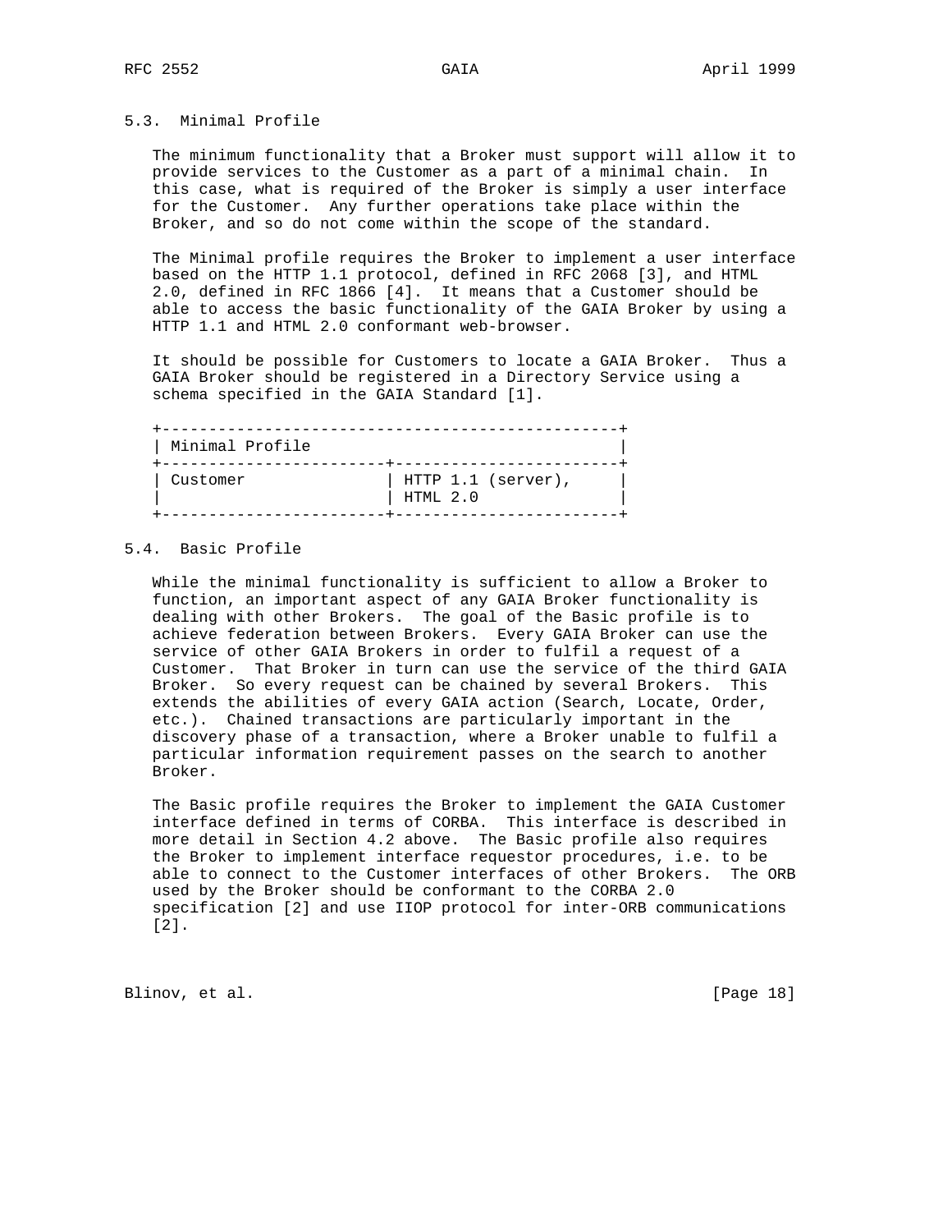### 5.3. Minimal Profile

The minimum functionality that a Broker must support will allow it to provide services to the Customer as a part of a minimal chain. In this case, what is required of the Broker is simply a user interface for the Customer. Any further operations take place within the Broker, and so do not come within the scope of the standard.

The Minimal profile requires the Broker to implement a user interface based on the HTTP 1.1 protocol, defined in RFC 2068 [3], and HTML 2.0, defined in RFC 1866 [4]. It means that a Customer should be able to access the basic functionality of the GAIA Broker by using a HTTP 1.1 and HTML 2.0 conformant web-browser.

It should be possible for Customers to locate a GAIA Broker. Thus a GAIA Broker should be registered in a Directory Service using a schema specified in the GAIA Standard [1].

| Minimal Profile | |
|---|---|
| Customer | HTTP 1.1 (server), HTML 2.0 |

### 5.4. Basic Profile

While the minimal functionality is sufficient to allow a Broker to function, an important aspect of any GAIA Broker functionality is dealing with other Brokers. The goal of the Basic profile is to achieve federation between Brokers. Every GAIA Broker can use the service of other GAIA Brokers in order to fulfil a request of a Customer. That Broker in turn can use the service of the third GAIA Broker. So every request can be chained by several Brokers. This extends the abilities of every GAIA action (Search, Locate, Order, etc.). Chained transactions are particularly important in the discovery phase of a transaction, where a Broker unable to fulfil a particular information requirement passes on the search to another Broker.

The Basic profile requires the Broker to implement the GAIA Customer interface defined in terms of CORBA. This interface is described in more detail in Section 4.2 above. The Basic profile also requires the Broker to implement interface requestor procedures, i.e. to be able to connect to the Customer interfaces of other Brokers. The ORB used by the Broker should be conformant to the CORBA 2.0 specification [2] and use IIOP protocol for inter-ORB communications [2].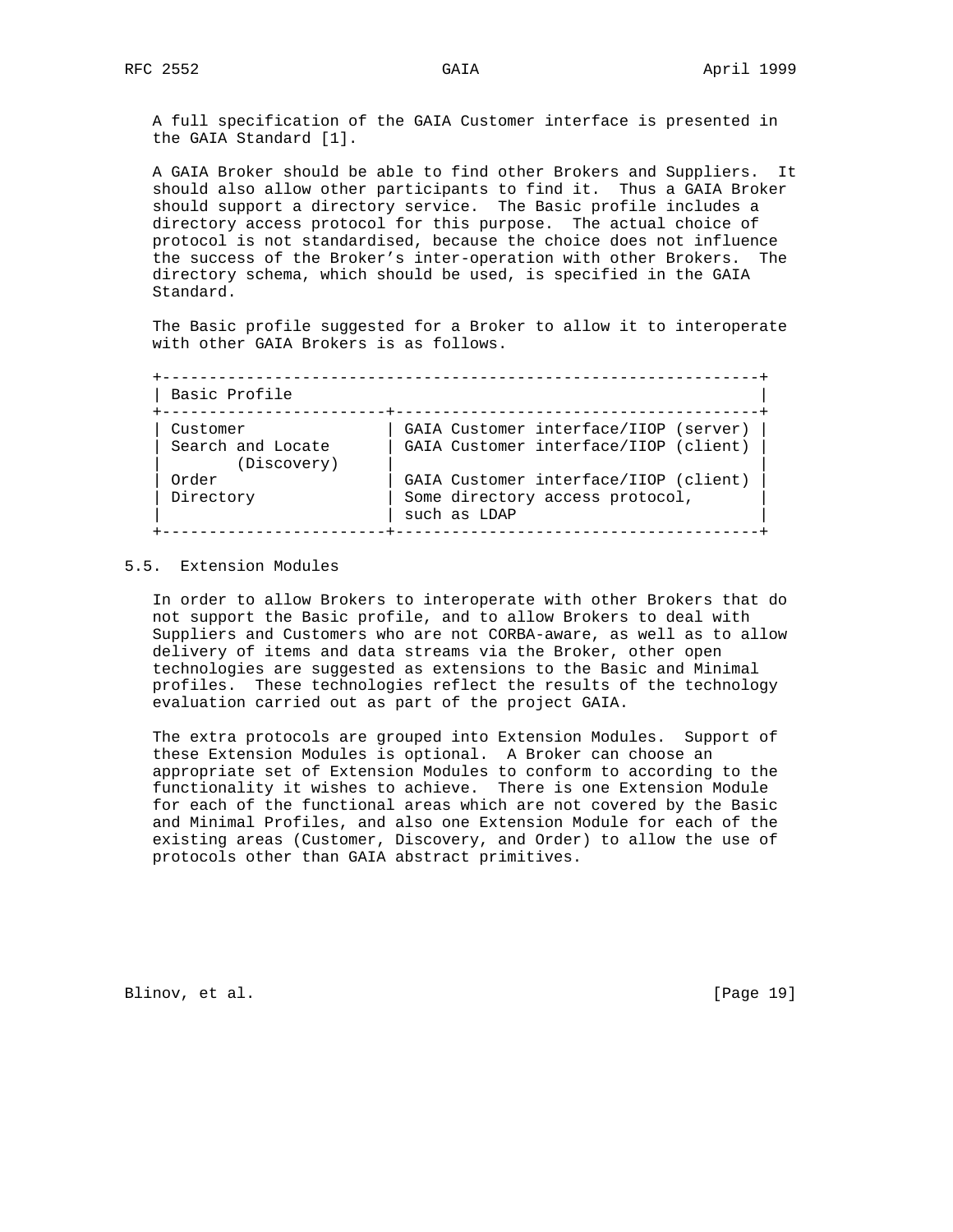A full specification of the GAIA Customer interface is presented in the GAIA Standard [1].

A GAIA Broker should be able to find other Brokers and Suppliers. It should also allow other participants to find it. Thus a GAIA Broker should support a directory service. The Basic profile includes a directory access protocol for this purpose. The actual choice of protocol is not standardised, because the choice does not influence the success of the Broker's inter-operation with other Brokers. The directory schema, which should be used, is specified in the GAIA Standard.

The Basic profile suggested for a Broker to allow it to interoperate with other GAIA Brokers is as follows.

| Basic Profile | |
|---|---|
| Customer | GAIA Customer interface/IIOP (server) |
| Search and Locate (Discovery) | GAIA Customer interface/IIOP (client) |
| Order | GAIA Customer interface/IIOP (client) |
| Directory | Some directory access protocol, such as LDAP |

## 5.5. Extension Modules

In order to allow Brokers to interoperate with other Brokers that do not support the Basic profile, and to allow Brokers to deal with Suppliers and Customers who are not CORBA-aware, as well as to allow delivery of items and data streams via the Broker, other open technologies are suggested as extensions to the Basic and Minimal profiles. These technologies reflect the results of the technology evaluation carried out as part of the project GAIA.

The extra protocols are grouped into Extension Modules. Support of these Extension Modules is optional. A Broker can choose an appropriate set of Extension Modules to conform to according to the functionality it wishes to achieve. There is one Extension Module for each of the functional areas which are not covered by the Basic and Minimal Profiles, and also one Extension Module for each of the existing areas (Customer, Discovery, and Order) to allow the use of protocols other than GAIA abstract primitives.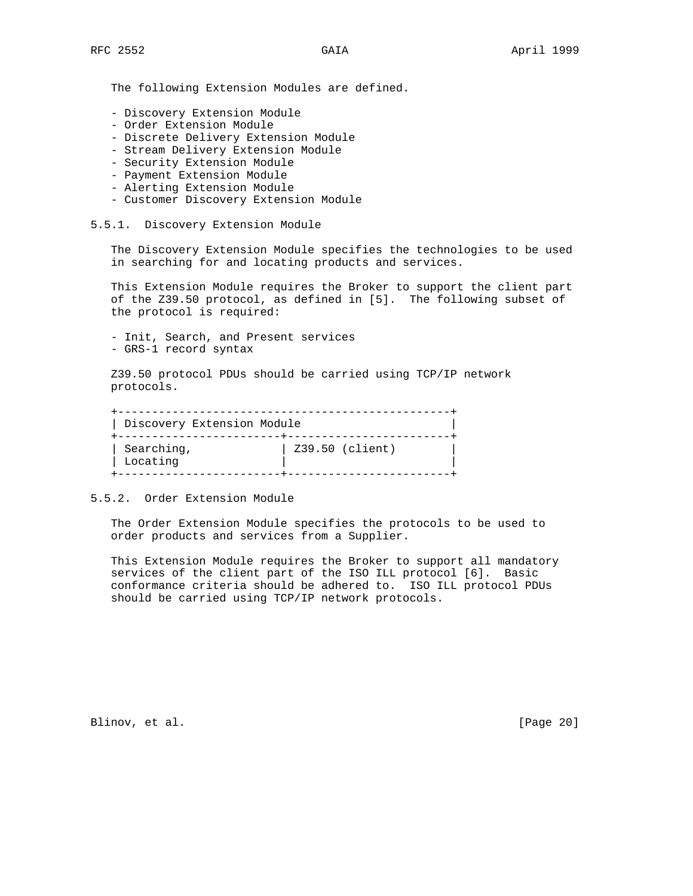The following Extension Modules are defined.

- Discovery Extension Module
- Order Extension Module
- Discrete Delivery Extension Module
- Stream Delivery Extension Module
- Security Extension Module
- Payment Extension Module
- Alerting Extension Module
- Customer Discovery Extension Module

### 5.5.1. Discovery Extension Module

The Discovery Extension Module specifies the technologies to be used in searching for and locating products and services.

This Extension Module requires the Broker to support the client part of the Z39.50 protocol, as defined in [5]. The following subset of the protocol is required:

- Init, Search, and Present services
- GRS-1 record syntax

Z39.50 protocol PDUs should be carried using TCP/IP network protocols.

| Discovery Extension Module | |
|---|---|
| Searching, Locating | Z39.50 (client) |

### 5.5.2. Order Extension Module

The Order Extension Module specifies the protocols to be used to order products and services from a Supplier.

This Extension Module requires the Broker to support all mandatory services of the client part of the ISO ILL protocol [6]. Basic conformance criteria should be adhered to. ISO ILL protocol PDUs should be carried using TCP/IP network protocols.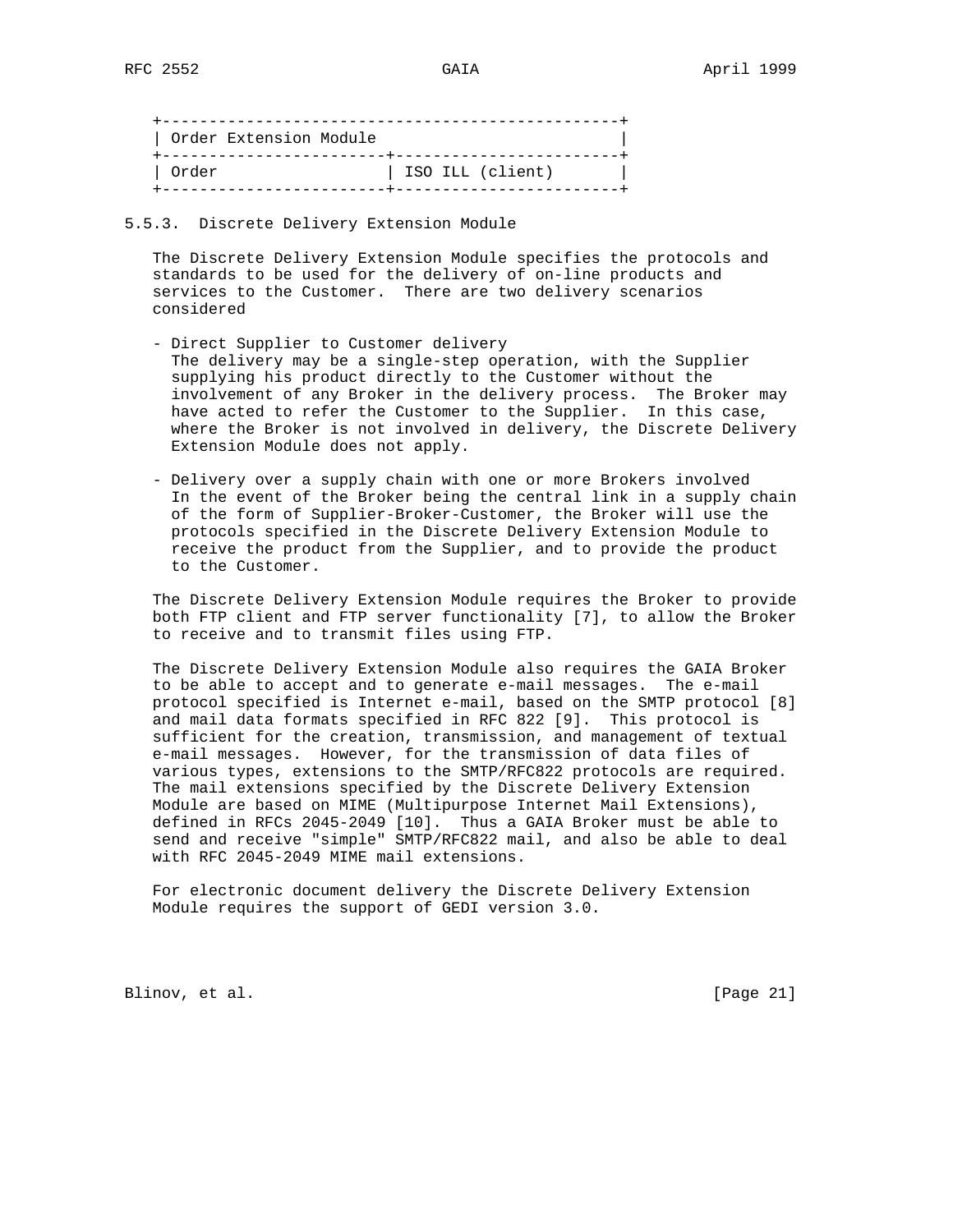| Order Extension Module | |
| --- | --- |
| Order | ISO ILL (client) |

### 5.5.3. Discrete Delivery Extension Module

The Discrete Delivery Extension Module specifies the protocols and standards to be used for the delivery of on-line products and services to the Customer. There are two delivery scenarios considered

- Direct Supplier to Customer delivery
  The delivery may be a single-step operation, with the Supplier supplying his product directly to the Customer without the involvement of any Broker in the delivery process. The Broker may have acted to refer the Customer to the Supplier. In this case, where the Broker is not involved in delivery, the Discrete Delivery Extension Module does not apply.

- Delivery over a supply chain with one or more Brokers involved
  In the event of the Broker being the central link in a supply chain of the form of Supplier-Broker-Customer, the Broker will use the protocols specified in the Discrete Delivery Extension Module to receive the product from the Supplier, and to provide the product to the Customer.

The Discrete Delivery Extension Module requires the Broker to provide both FTP client and FTP server functionality [7], to allow the Broker to receive and to transmit files using FTP.

The Discrete Delivery Extension Module also requires the GAIA Broker to be able to accept and to generate e-mail messages. The e-mail protocol specified is Internet e-mail, based on the SMTP protocol [8] and mail data formats specified in RFC 822 [9]. This protocol is sufficient for the creation, transmission, and management of textual e-mail messages. However, for the transmission of data files of various types, extensions to the SMTP/RFC822 protocols are required. The mail extensions specified by the Discrete Delivery Extension Module are based on MIME (Multipurpose Internet Mail Extensions), defined in RFCs 2045-2049 [10]. Thus a GAIA Broker must be able to send and receive "simple" SMTP/RFC822 mail, and also be able to deal with RFC 2045-2049 MIME mail extensions.

For electronic document delivery the Discrete Delivery Extension Module requires the support of GEDI version 3.0.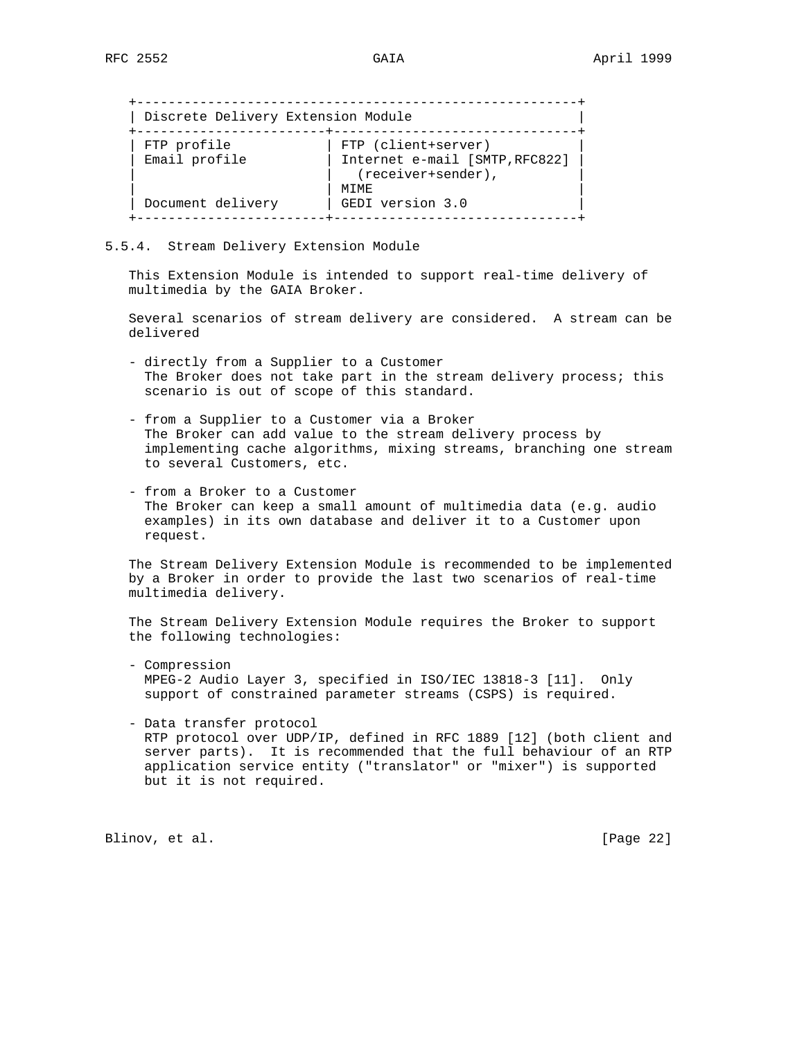| Discrete Delivery Extension Module | |
|---|---|
| FTP profile | FTP (client+server) |
| Email profile | Internet e-mail [SMTP,RFC822] (receiver+sender), MIME |
| Document delivery | GEDI version 3.0 |

### 5.5.4. Stream Delivery Extension Module

This Extension Module is intended to support real-time delivery of multimedia by the GAIA Broker.

Several scenarios of stream delivery are considered. A stream can be delivered

- directly from a Supplier to a Customer
  The Broker does not take part in the stream delivery process; this scenario is out of scope of this standard.

- from a Supplier to a Customer via a Broker
  The Broker can add value to the stream delivery process by implementing cache algorithms, mixing streams, branching one stream to several Customers, etc.

- from a Broker to a Customer
  The Broker can keep a small amount of multimedia data (e.g. audio examples) in its own database and deliver it to a Customer upon request.

The Stream Delivery Extension Module is recommended to be implemented by a Broker in order to provide the last two scenarios of real-time multimedia delivery.

The Stream Delivery Extension Module requires the Broker to support the following technologies:

- Compression
  MPEG-2 Audio Layer 3, specified in ISO/IEC 13818-3 [11]. Only support of constrained parameter streams (CSPS) is required.

- Data transfer protocol
  RTP protocol over UDP/IP, defined in RFC 1889 [12] (both client and server parts). It is recommended that the full behaviour of an RTP application service entity ("translator" or "mixer") is supported but it is not required.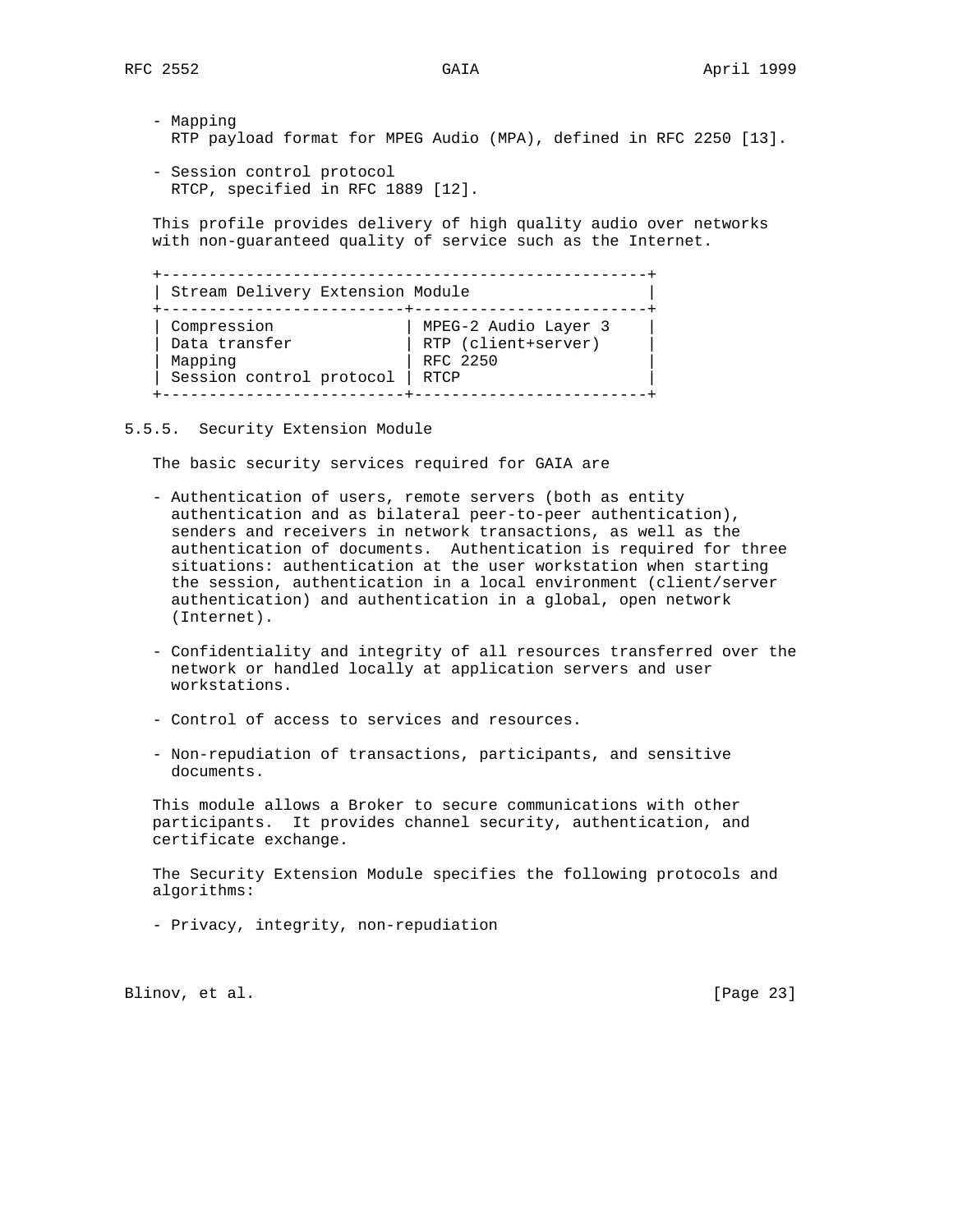- Mapping
  RTP payload format for MPEG Audio (MPA), defined in RFC 2250 [13].

- Session control protocol
  RTCP, specified in RFC 1889 [12].

This profile provides delivery of high quality audio over networks with non-guaranteed quality of service such as the Internet.

| Stream Delivery Extension Module | |
|---|---|
| Compression | MPEG-2 Audio Layer 3 |
| Data transfer | RTP (client+server) |
| Mapping | RFC 2250 |
| Session control protocol | RTCP |

### 5.5.5. Security Extension Module

The basic security services required for GAIA are

- Authentication of users, remote servers (both as entity authentication and as bilateral peer-to-peer authentication), senders and receivers in network transactions, as well as the authentication of documents. Authentication is required for three situations: authentication at the user workstation when starting the session, authentication in a local environment (client/server authentication) and authentication in a global, open network (Internet).

- Confidentiality and integrity of all resources transferred over the network or handled locally at application servers and user workstations.

- Control of access to services and resources.

- Non-repudiation of transactions, participants, and sensitive documents.

This module allows a Broker to secure communications with other participants. It provides channel security, authentication, and certificate exchange.

The Security Extension Module specifies the following protocols and algorithms:

- Privacy, integrity, non-repudiation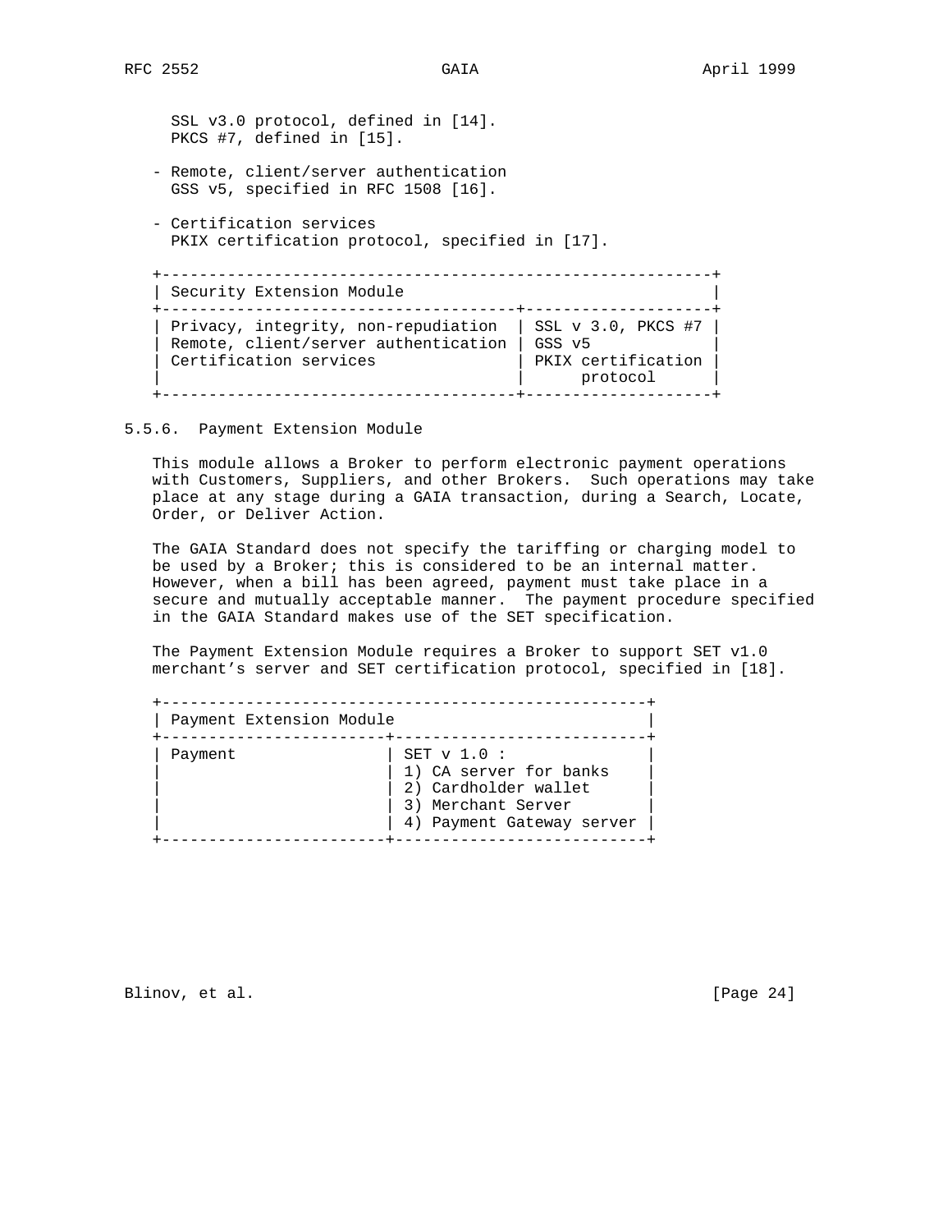SSL v3.0 protocol, defined in [14].
PKCS #7, defined in [15].

- Remote, client/server authentication
  GSS v5, specified in RFC 1508 [16].

- Certification services
  PKIX certification protocol, specified in [17].

| Security Extension Module | |
|---|---|
| Privacy, integrity, non-repudiation | SSL v 3.0, PKCS #7 |
| Remote, client/server authentication | GSS v5 |
| Certification services | PKIX certification protocol |

### 5.5.6. Payment Extension Module

This module allows a Broker to perform electronic payment operations with Customers, Suppliers, and other Brokers. Such operations may take place at any stage during a GAIA transaction, during a Search, Locate, Order, or Deliver Action.

The GAIA Standard does not specify the tariffing or charging model to be used by a Broker; this is considered to be an internal matter. However, when a bill has been agreed, payment must take place in a secure and mutually acceptable manner. The payment procedure specified in the GAIA Standard makes use of the SET specification.

The Payment Extension Module requires a Broker to support SET v1.0 merchant’s server and SET certification protocol, specified in [18].

| Payment Extension Module | |
|---|---|
| Payment | SET v 1.0 :<br>1) CA server for banks<br>2) Cardholder wallet<br>3) Merchant Server<br>4) Payment Gateway server |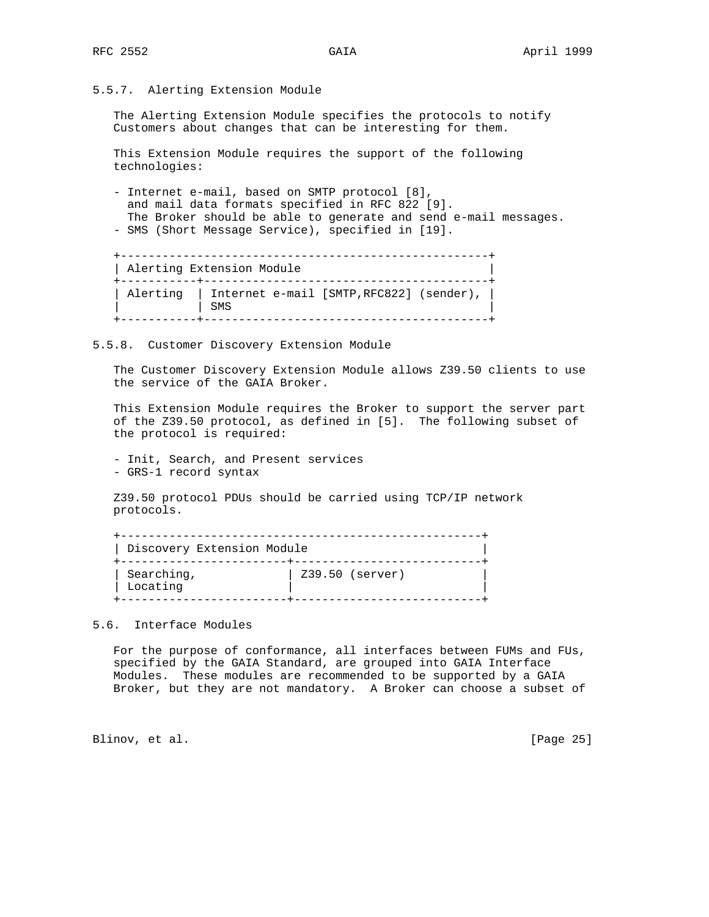### 5.5.7. Alerting Extension Module

The Alerting Extension Module specifies the protocols to notify Customers about changes that can be interesting for them.

This Extension Module requires the support of the following technologies:

- Internet e-mail, based on SMTP protocol [8], and mail data formats specified in RFC 822 [9]. The Broker should be able to generate and send e-mail messages.
- SMS (Short Message Service), specified in [19].

| Alerting Extension Module | |
|---|---|
| Alerting | Internet e-mail [SMTP,RFC822] (sender), SMS |

### 5.5.8. Customer Discovery Extension Module

The Customer Discovery Extension Module allows Z39.50 clients to use the service of the GAIA Broker.

This Extension Module requires the Broker to support the server part of the Z39.50 protocol, as defined in [5]. The following subset of the protocol is required:

- Init, Search, and Present services
- GRS-1 record syntax

Z39.50 protocol PDUs should be carried using TCP/IP network protocols.

| Discovery Extension Module | |
|---|---|
| Searching, Locating | Z39.50 (server) |

## 5.6. Interface Modules

For the purpose of conformance, all interfaces between FUMs and FUs, specified by the GAIA Standard, are grouped into GAIA Interface Modules. These modules are recommended to be supported by a GAIA Broker, but they are not mandatory. A Broker can choose a subset of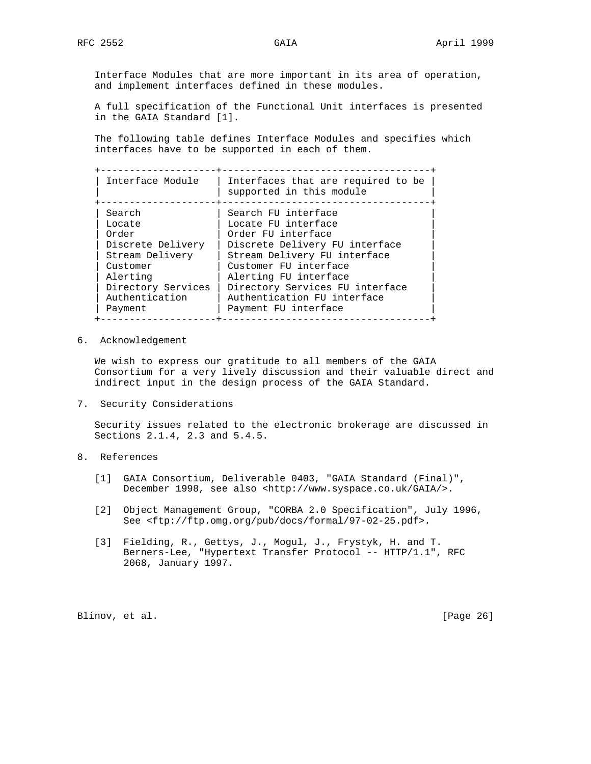Interface Modules that are more important in its area of operation, and implement interfaces defined in these modules.

A full specification of the Functional Unit interfaces is presented in the GAIA Standard [1].

The following table defines Interface Modules and specifies which interfaces have to be supported in each of them.

| Interface Module | Interfaces that are required to be supported in this module |
| --- | --- |
| Search | Search FU interface |
| Locate | Locate FU interface |
| Order | Order FU interface |
| Discrete Delivery | Discrete Delivery FU interface |
| Stream Delivery | Stream Delivery FU interface |
| Customer | Customer FU interface |
| Alerting | Alerting FU interface |
| Directory Services | Directory Services FU interface |
| Authentication | Authentication FU interface |
| Payment | Payment FU interface |

## 6. Acknowledgement

We wish to express our gratitude to all members of the GAIA Consortium for a very lively discussion and their valuable direct and indirect input in the design process of the GAIA Standard.

## 7. Security Considerations

Security issues related to the electronic brokerage are discussed in Sections 2.1.4, 2.3 and 5.4.5.

## 8. References

[1] GAIA Consortium, Deliverable 0403, "GAIA Standard (Final)", December 1998, see also <http://www.syspace.co.uk/GAIA/>.

[2] Object Management Group, "CORBA 2.0 Specification", July 1996, See <ftp://ftp.omg.org/pub/docs/formal/97-02-25.pdf>.

[3] Fielding, R., Gettys, J., Mogul, J., Frystyk, H. and T. Berners-Lee, "Hypertext Transfer Protocol -- HTTP/1.1", RFC 2068, January 1997.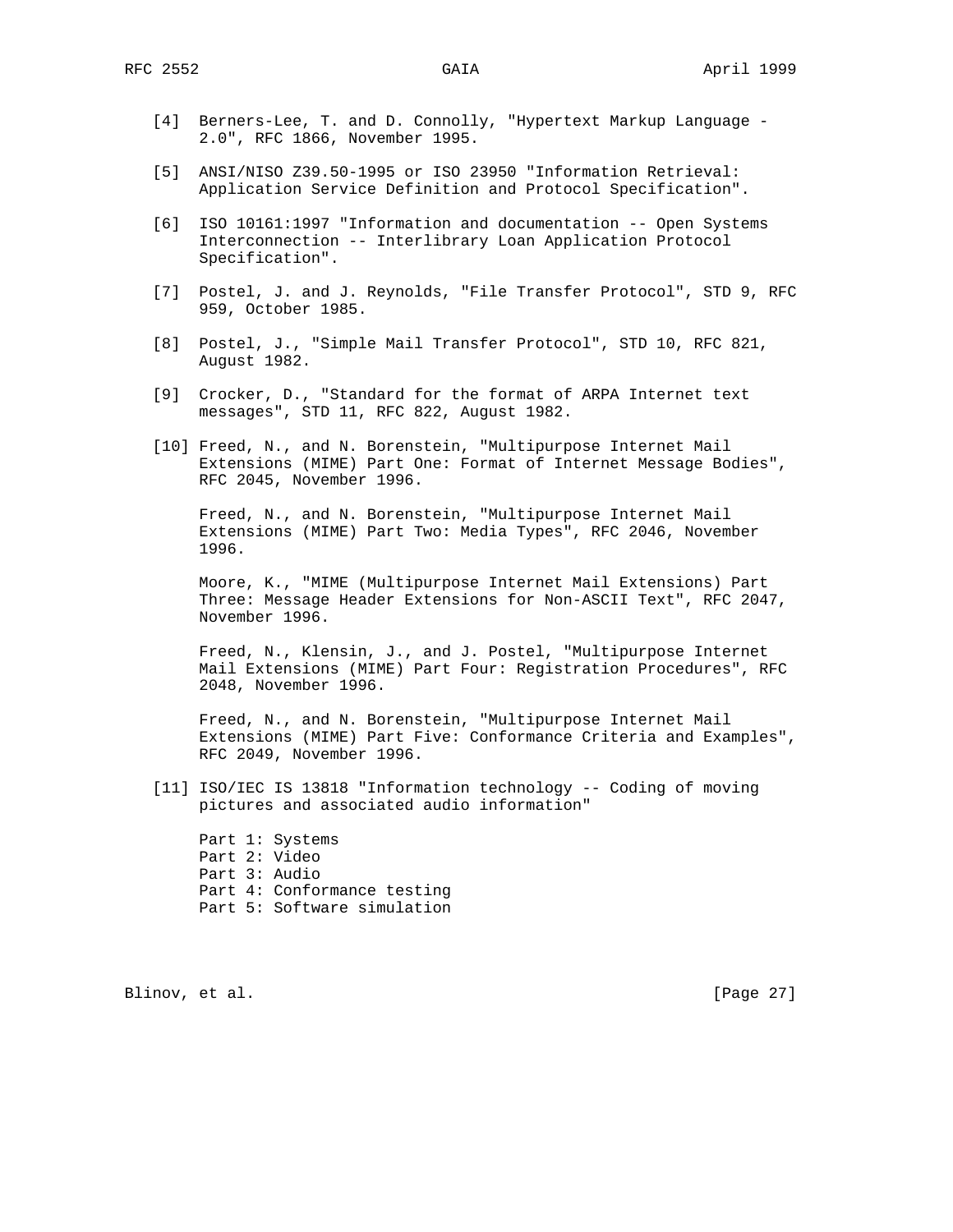[4] Berners-Lee, T. and D. Connolly, "Hypertext Markup Language - 2.0", RFC 1866, November 1995.

[5] ANSI/NISO Z39.50-1995 or ISO 23950 "Information Retrieval: Application Service Definition and Protocol Specification".

[6] ISO 10161:1997 "Information and documentation -- Open Systems Interconnection -- Interlibrary Loan Application Protocol Specification".

[7] Postel, J. and J. Reynolds, "File Transfer Protocol", STD 9, RFC 959, October 1985.

[8] Postel, J., "Simple Mail Transfer Protocol", STD 10, RFC 821, August 1982.

[9] Crocker, D., "Standard for the format of ARPA Internet text messages", STD 11, RFC 822, August 1982.

[10] Freed, N., and N. Borenstein, "Multipurpose Internet Mail Extensions (MIME) Part One: Format of Internet Message Bodies", RFC 2045, November 1996.

Freed, N., and N. Borenstein, "Multipurpose Internet Mail Extensions (MIME) Part Two: Media Types", RFC 2046, November 1996.

Moore, K., "MIME (Multipurpose Internet Mail Extensions) Part Three: Message Header Extensions for Non-ASCII Text", RFC 2047, November 1996.

Freed, N., Klensin, J., and J. Postel, "Multipurpose Internet Mail Extensions (MIME) Part Four: Registration Procedures", RFC 2048, November 1996.

Freed, N., and N. Borenstein, "Multipurpose Internet Mail Extensions (MIME) Part Five: Conformance Criteria and Examples", RFC 2049, November 1996.

[11] ISO/IEC IS 13818 "Information technology -- Coding of moving pictures and associated audio information"

Part 1: Systems
Part 2: Video
Part 3: Audio
Part 4: Conformance testing
Part 5: Software simulation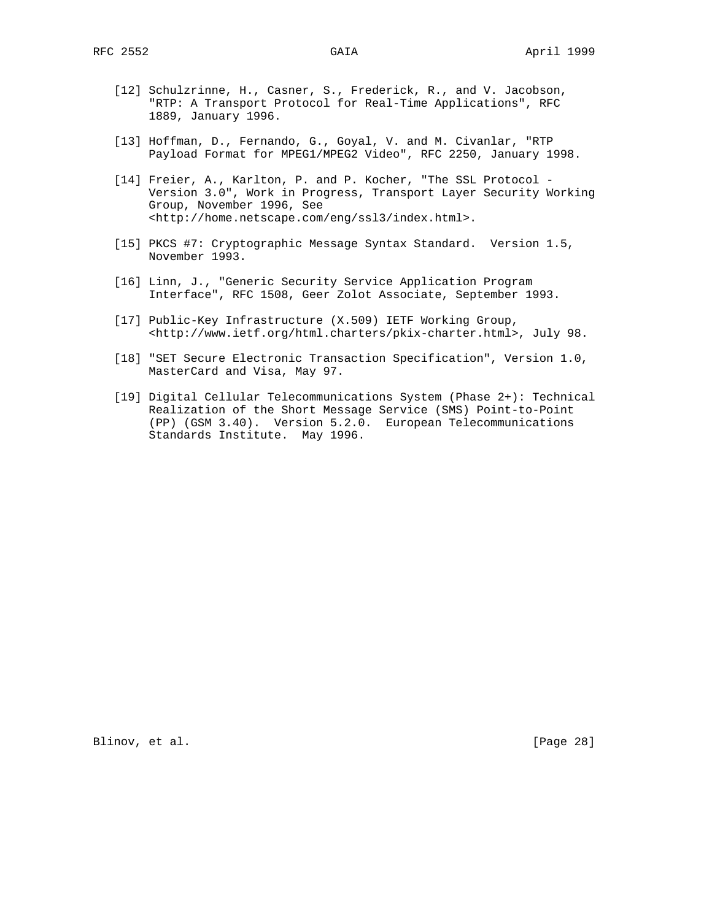[12] Schulzrinne, H., Casner, S., Frederick, R., and V. Jacobson, "RTP: A Transport Protocol for Real-Time Applications", RFC 1889, January 1996.

[13] Hoffman, D., Fernando, G., Goyal, V. and M. Civanlar, "RTP Payload Format for MPEG1/MPEG2 Video", RFC 2250, January 1998.

[14] Freier, A., Karlton, P. and P. Kocher, "The SSL Protocol - Version 3.0", Work in Progress, Transport Layer Security Working Group, November 1996, See <http://home.netscape.com/eng/ssl3/index.html>.

[15] PKCS #7: Cryptographic Message Syntax Standard. Version 1.5, November 1993.

[16] Linn, J., "Generic Security Service Application Program Interface", RFC 1508, Geer Zolot Associate, September 1993.

[17] Public-Key Infrastructure (X.509) IETF Working Group, <http://www.ietf.org/html.charters/pkix-charter.html>, July 98.

[18] "SET Secure Electronic Transaction Specification", Version 1.0, MasterCard and Visa, May 97.

[19] Digital Cellular Telecommunications System (Phase 2+): Technical Realization of the Short Message Service (SMS) Point-to-Point (PP) (GSM 3.40). Version 5.2.0. European Telecommunications Standards Institute. May 1996.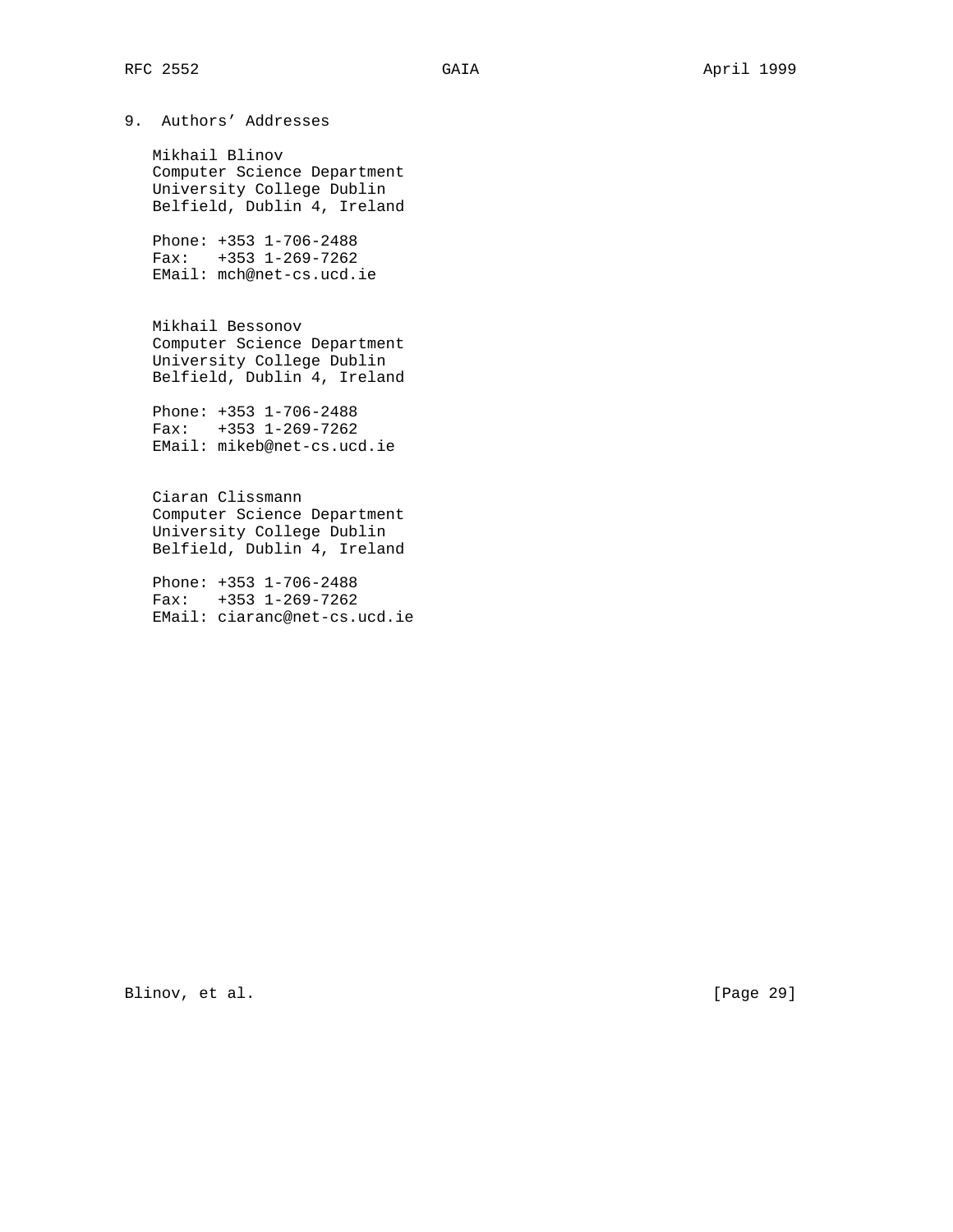## 9. Authors' Addresses

Mikhail Blinov
Computer Science Department
University College Dublin
Belfield, Dublin 4, Ireland

Phone: +353 1-706-2488
Fax:   +353 1-269-7262
EMail: mch@net-cs.ucd.ie

Mikhail Bessonov
Computer Science Department
University College Dublin
Belfield, Dublin 4, Ireland

Phone: +353 1-706-2488
Fax:   +353 1-269-7262
EMail: mikeb@net-cs.ucd.ie

Ciaran Clissmann
Computer Science Department
University College Dublin
Belfield, Dublin 4, Ireland

Phone: +353 1-706-2488
Fax:   +353 1-269-7262
EMail: ciaranc@net-cs.ucd.ie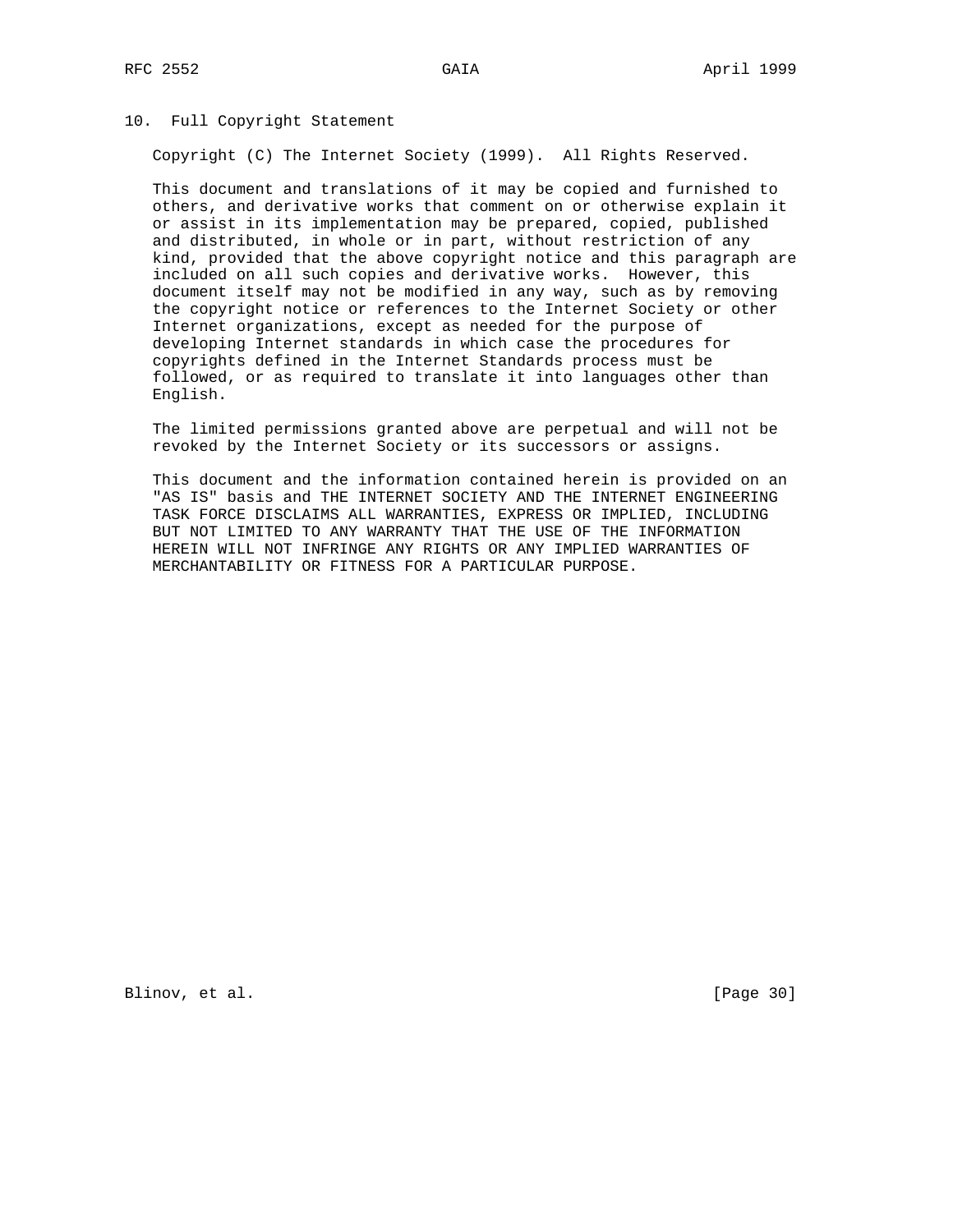## 10. Full Copyright Statement

Copyright (C) The Internet Society (1999). All Rights Reserved.

This document and translations of it may be copied and furnished to others, and derivative works that comment on or otherwise explain it or assist in its implementation may be prepared, copied, published and distributed, in whole or in part, without restriction of any kind, provided that the above copyright notice and this paragraph are included on all such copies and derivative works. However, this document itself may not be modified in any way, such as by removing the copyright notice or references to the Internet Society or other Internet organizations, except as needed for the purpose of developing Internet standards in which case the procedures for copyrights defined in the Internet Standards process must be followed, or as required to translate it into languages other than English.

The limited permissions granted above are perpetual and will not be revoked by the Internet Society or its successors or assigns.

This document and the information contained herein is provided on an "AS IS" basis and THE INTERNET SOCIETY AND THE INTERNET ENGINEERING TASK FORCE DISCLAIMS ALL WARRANTIES, EXPRESS OR IMPLIED, INCLUDING BUT NOT LIMITED TO ANY WARRANTY THAT THE USE OF THE INFORMATION HEREIN WILL NOT INFRINGE ANY RIGHTS OR ANY IMPLIED WARRANTIES OF MERCHANTABILITY OR FITNESS FOR A PARTICULAR PURPOSE.